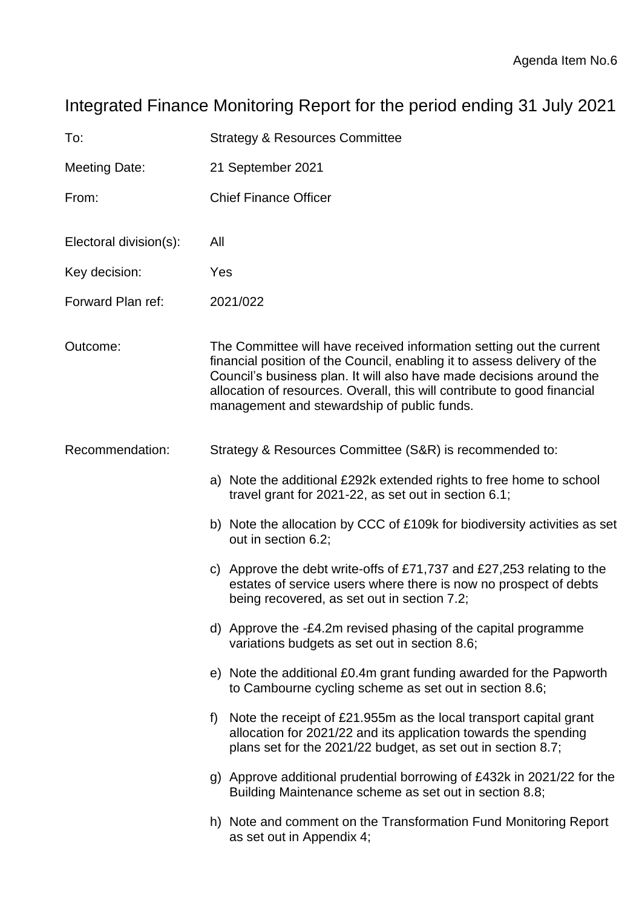Agenda Item No.6

# Integrated Finance Monitoring Report for the period ending 31 July 2021

To: Strategy & Resources Committee

Meeting Date: 21 September 2021

From: Chief Finance Officer

Electoral division(s): All

Key decision: Yes

Forward Plan ref: 2021/022

Outcome: The Committee will have received information setting out the current financial position of the Council, enabling it to assess delivery of the Council's business plan. It will also have made decisions around the allocation of resources. Overall, this will contribute to good financial management and stewardship of public funds.

Recommendation: Strategy & Resources Committee (S&R) is recommended to:

a) Note the additional £292k extended rights to free home to school travel grant for 2021-22, as set out in section 6.1;

b) Note the allocation by CCC of £109k for biodiversity activities as set out in section 6.2;

c) Approve the debt write-offs of £71,737 and £27,253 relating to the estates of service users where there is now no prospect of debts being recovered, as set out in section 7.2;

d) Approve the -£4.2m revised phasing of the capital programme variations budgets as set out in section 8.6;

e) Note the additional £0.4m grant funding awarded for the Papworth to Cambourne cycling scheme as set out in section 8.6;

f) Note the receipt of £21.955m as the local transport capital grant allocation for 2021/22 and its application towards the spending plans set for the 2021/22 budget, as set out in section 8.7;

g) Approve additional prudential borrowing of £432k in 2021/22 for the Building Maintenance scheme as set out in section 8.8;

h) Note and comment on the Transformation Fund Monitoring Report as set out in Appendix 4;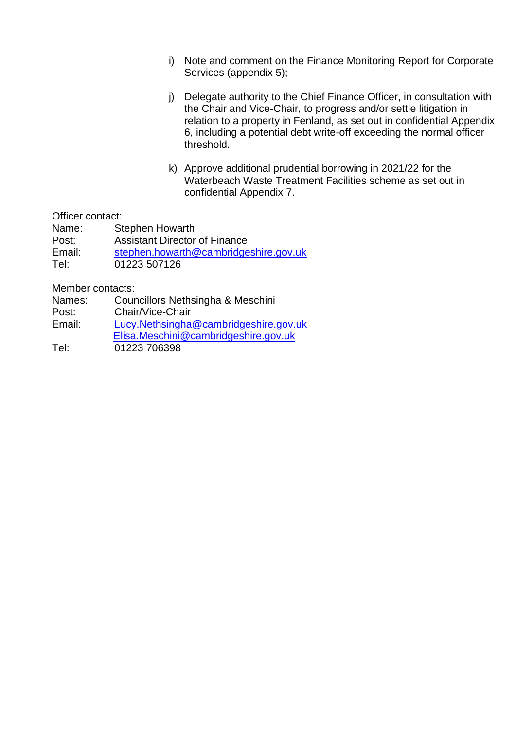i) Note and comment on the Finance Monitoring Report for Corporate Services (appendix 5);

j) Delegate authority to the Chief Finance Officer, in consultation with the Chair and Vice-Chair, to progress and/or settle litigation in relation to a property in Fenland, as set out in confidential Appendix 6, including a potential debt write-off exceeding the normal officer threshold.

k) Approve additional prudential borrowing in 2021/22 for the Waterbeach Waste Treatment Facilities scheme as set out in confidential Appendix 7.

Officer contact:

| | |
|---|---|
| Name: | Stephen Howarth |
| Post: | Assistant Director of Finance |
| Email: | stephen.howarth@cambridgeshire.gov.uk |
| Tel: | 01223 507126 |

Member contacts:

| | |
|---|---|
| Names: | Councillors Nethsingha & Meschini |
| Post: | Chair/Vice-Chair |
| Email: | Lucy.Nethsingha@cambridgeshire.gov.uk<br>Elisa.Meschini@cambridgeshire.gov.uk |
| Tel: | 01223 706398 |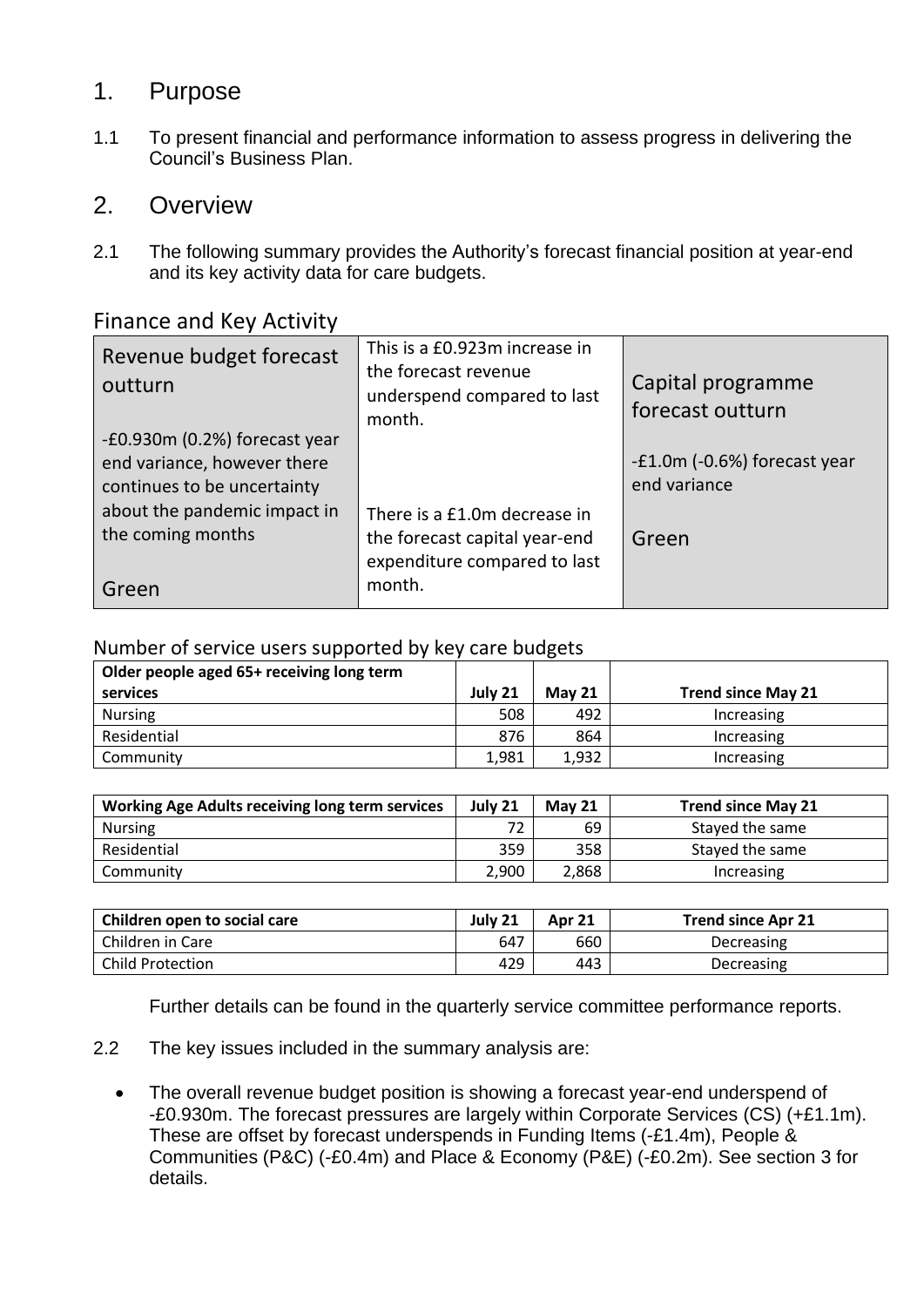## 1. Purpose

1.1 To present financial and performance information to assess progress in delivering the Council's Business Plan.

## 2. Overview

2.1 The following summary provides the Authority's forecast financial position at year-end and its key activity data for care budgets.

### Finance and Key Activity

| Revenue budget forecast outturn | | Capital programme forecast outturn |
|---|---|---|
| -£0.930m (0.2%) forecast year end variance, however there continues to be uncertainty about the pandemic impact in the coming months<br><br>Green | This is a £0.923m increase in the forecast revenue underspend compared to last month.<br><br>There is a £1.0m decrease in the forecast capital year-end expenditure compared to last month. | -£1.0m (-0.6%) forecast year end variance<br><br>Green |

### Number of service users supported by key care budgets

| Older people aged 65+ receiving long term services | July 21 | May 21 | Trend since May 21 |
|---|---|---|---|
| Nursing | 508 | 492 | Increasing |
| Residential | 876 | 864 | Increasing |
| Community | 1,981 | 1,932 | Increasing |

| Working Age Adults receiving long term services | July 21 | May 21 | Trend since May 21 |
|---|---|---|---|
| Nursing | 72 | 69 | Stayed the same |
| Residential | 359 | 358 | Stayed the same |
| Community | 2,900 | 2,868 | Increasing |

| Children open to social care | July 21 | Apr 21 | Trend since Apr 21 |
|---|---|---|---|
| Children in Care | 647 | 660 | Decreasing |
| Child Protection | 429 | 443 | Decreasing |

Further details can be found in the quarterly service committee performance reports.

2.2 The key issues included in the summary analysis are:

- The overall revenue budget position is showing a forecast year-end underspend of -£0.930m. The forecast pressures are largely within Corporate Services (CS) (+£1.1m). These are offset by forecast underspends in Funding Items (-£1.4m), People & Communities (P&C) (-£0.4m) and Place & Economy (P&E) (-£0.2m). See section 3 for details.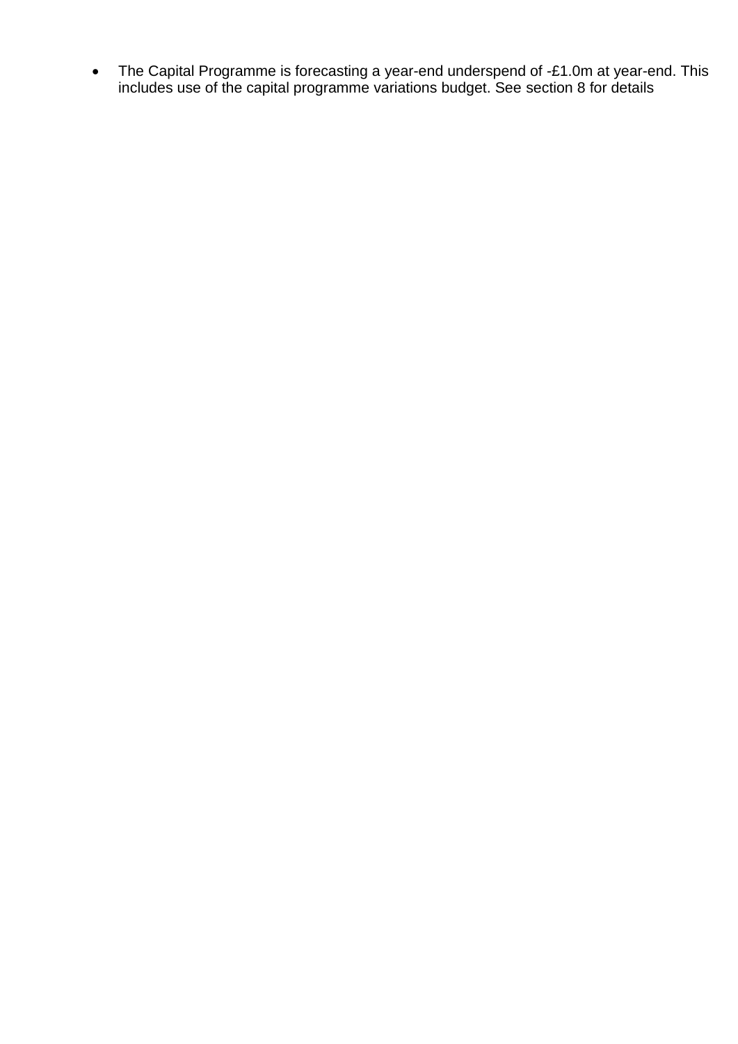- The Capital Programme is forecasting a year-end underspend of -£1.0m at year-end. This includes use of the capital programme variations budget. See section 8 for details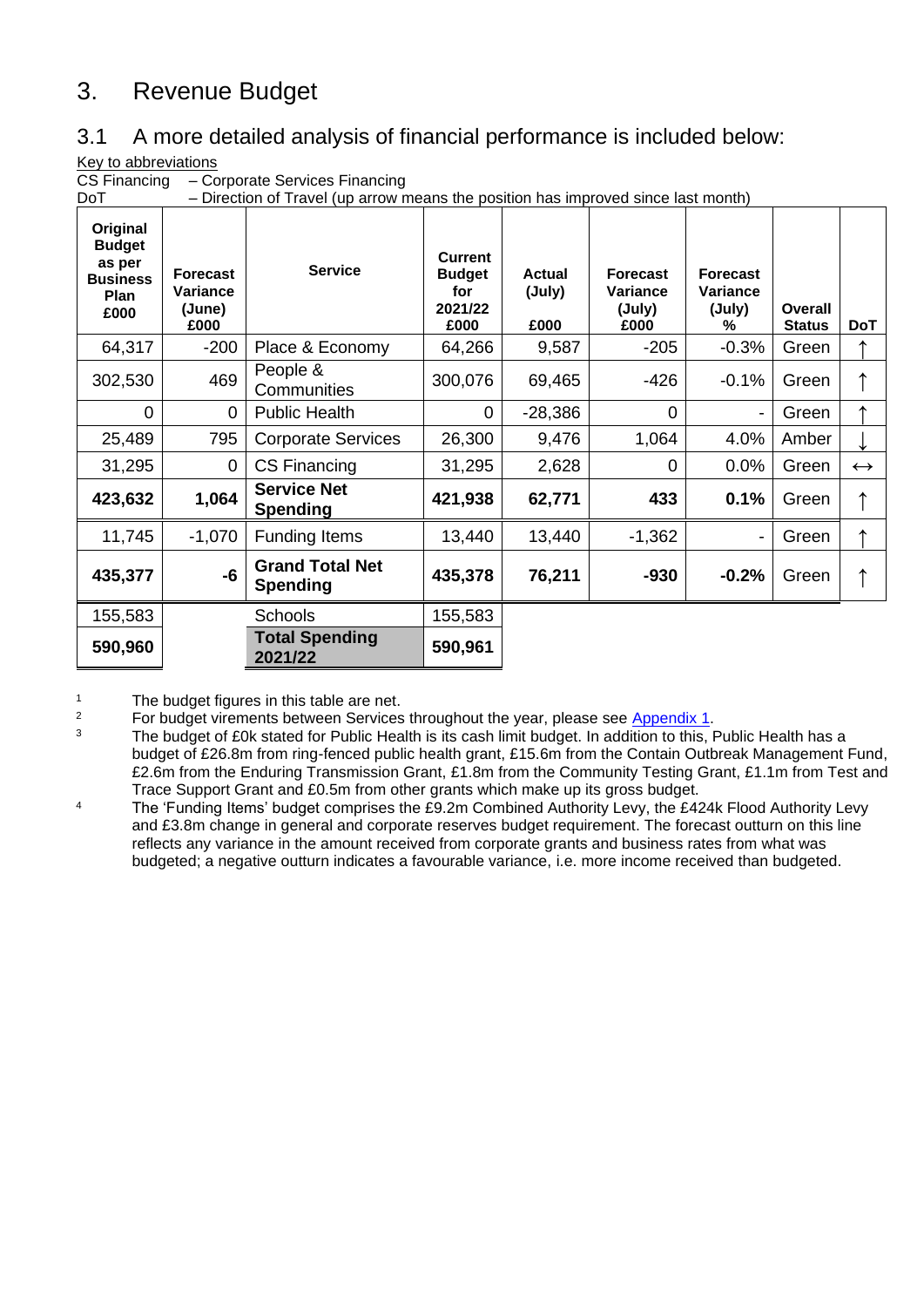# 3. Revenue Budget

## 3.1 A more detailed analysis of financial performance is included below:

Key to abbreviations

CS Financing – Corporate Services Financing

DoT – Direction of Travel (up arrow means the position has improved since last month)

| Original Budget as per Business Plan £000 | Forecast Variance (June) £000 | Service | Current Budget for 2021/22 £000 | Actual (July) £000 | Forecast Variance (July) £000 | Forecast Variance (July) % | Overall Status | DoT |
|---|---|---|---|---|---|---|---|---|
| 64,317 | -200 | Place & Economy | 64,266 | 9,587 | -205 | -0.3% | Green | ↑ |
| 302,530 | 469 | People & Communities | 300,076 | 69,465 | -426 | -0.1% | Green | ↑ |
| 0 | 0 | Public Health | 0 | -28,386 | 0 | - | Green | ↑ |
| 25,489 | 795 | Corporate Services | 26,300 | 9,476 | 1,064 | 4.0% | Amber | ↓ |
| 31,295 | 0 | CS Financing | 31,295 | 2,628 | 0 | 0.0% | Green | ↔ |
| **423,632** | **1,064** | **Service Net Spending** | **421,938** | **62,771** | **433** | **0.1%** | Green | ↑ |
| 11,745 | -1,070 | Funding Items | 13,440 | 13,440 | -1,362 | - | Green | ↑ |
| **435,377** | **-6** | **Grand Total Net Spending** | **435,378** | **76,211** | **-930** | **-0.2%** | Green | ↑ |
| 155,583 | | Schools | 155,583 | | | | | |
| **590,960** | | **Total Spending 2021/22** | **590,961** | | | | | |

[1] The budget figures in this table are net.

[2] For budget virements between Services throughout the year, please see Appendix 1.

[3] The budget of £0k stated for Public Health is its cash limit budget. In addition to this, Public Health has a budget of £26.8m from ring-fenced public health grant, £15.6m from the Contain Outbreak Management Fund, £2.6m from the Enduring Transmission Grant, £1.8m from the Community Testing Grant, £1.1m from Test and Trace Support Grant and £0.5m from other grants which make up its gross budget.

[4] The 'Funding Items' budget comprises the £9.2m Combined Authority Levy, the £424k Flood Authority Levy and £3.8m change in general and corporate reserves budget requirement. The forecast outturn on this line reflects any variance in the amount received from corporate grants and business rates from what was budgeted; a negative outturn indicates a favourable variance, i.e. more income received than budgeted.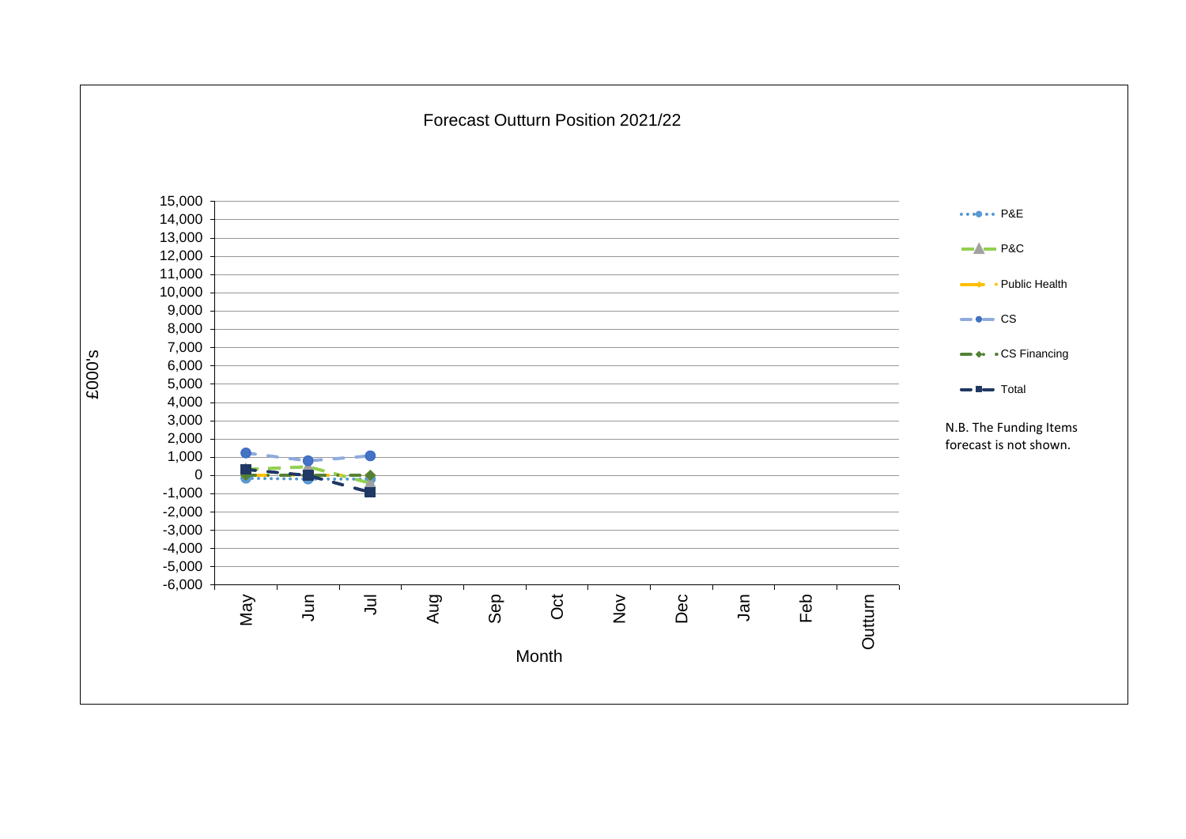Forecast Outturn Position 2021/22

£000's

15,000
14,000
13,000
12,000
11,000
10,000
9,000
8,000
7,000
6,000
5,000
4,000
3,000
2,000
1,000
0
-1,000
-2,000
-3,000
-4,000
-5,000
-6,000

May Jun Jul Aug Sep Oct Nov Dec Jan Feb Outturn

Month

- P&E
- P&C
- Public Health
- CS
- CS Financing
- Total

N.B. The Funding Items forecast is not shown.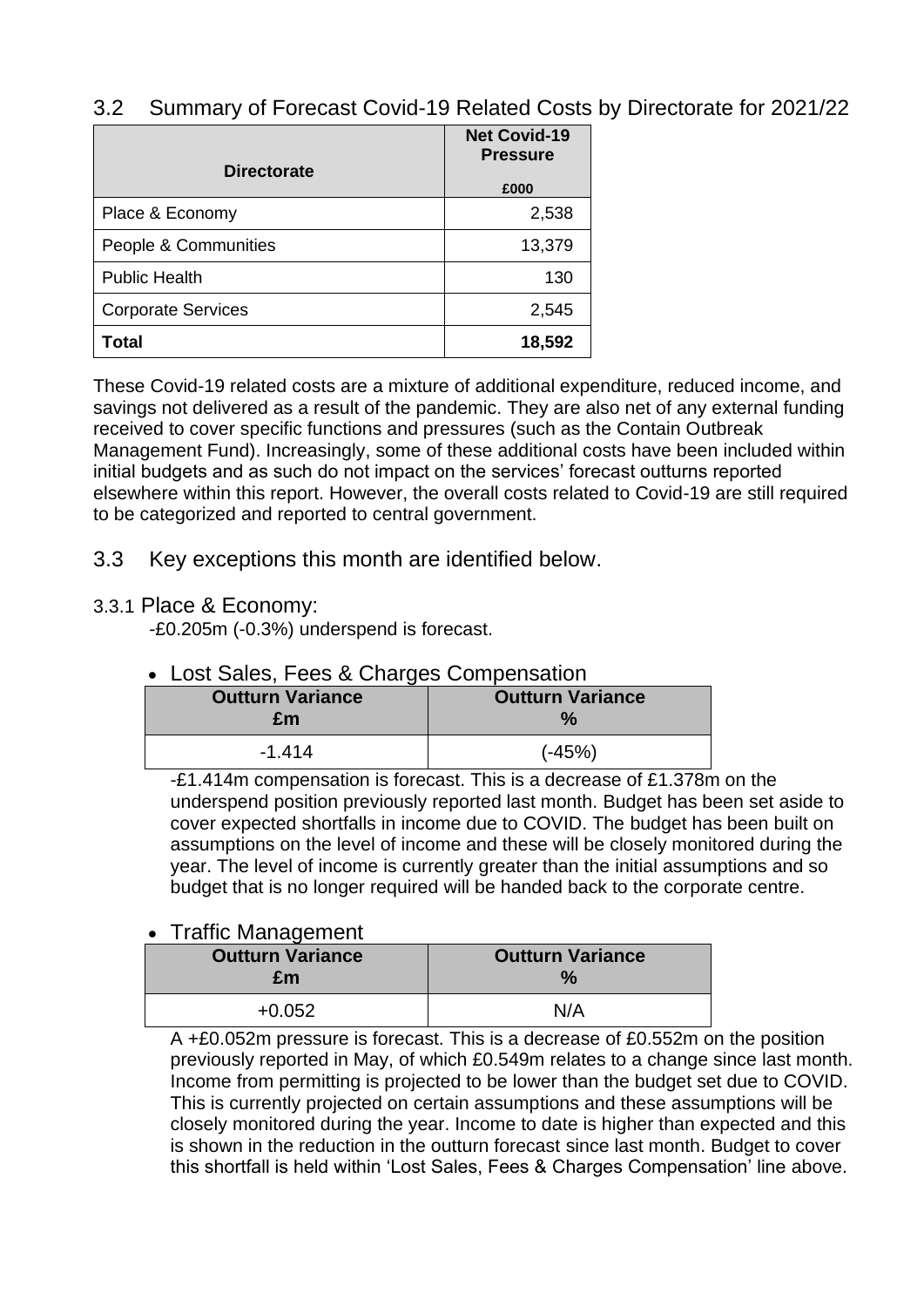## 3.2 Summary of Forecast Covid-19 Related Costs by Directorate for 2021/22

| Directorate | Net Covid-19 Pressure £000 |
|---|---:|
| Place & Economy | 2,538 |
| People & Communities | 13,379 |
| Public Health | 130 |
| Corporate Services | 2,545 |
| **Total** | **18,592** |

These Covid-19 related costs are a mixture of additional expenditure, reduced income, and savings not delivered as a result of the pandemic. They are also net of any external funding received to cover specific functions and pressures (such as the Contain Outbreak Management Fund). Increasingly, some of these additional costs have been included within initial budgets and as such do not impact on the services' forecast outturns reported elsewhere within this report. However, the overall costs related to Covid-19 are still required to be categorized and reported to central government.

## 3.3 Key exceptions this month are identified below.

### 3.3.1 Place & Economy:

-£0.205m (-0.3%) underspend is forecast.

- Lost Sales, Fees & Charges Compensation

| Outturn Variance £m | Outturn Variance % |
|---|---|
| -1.414 | (-45%) |

-£1.414m compensation is forecast. This is a decrease of £1.378m on the underspend position previously reported last month. Budget has been set aside to cover expected shortfalls in income due to COVID. The budget has been built on assumptions on the level of income and these will be closely monitored during the year. The level of income is currently greater than the initial assumptions and so budget that is no longer required will be handed back to the corporate centre.

- Traffic Management

| Outturn Variance £m | Outturn Variance % |
|---|---|
| +0.052 | N/A |

A +£0.052m pressure is forecast. This is a decrease of £0.552m on the position previously reported in May, of which £0.549m relates to a change since last month. Income from permitting is projected to be lower than the budget set due to COVID. This is currently projected on certain assumptions and these assumptions will be closely monitored during the year. Income to date is higher than expected and this is shown in the reduction in the outturn forecast since last month. Budget to cover this shortfall is held within 'Lost Sales, Fees & Charges Compensation' line above.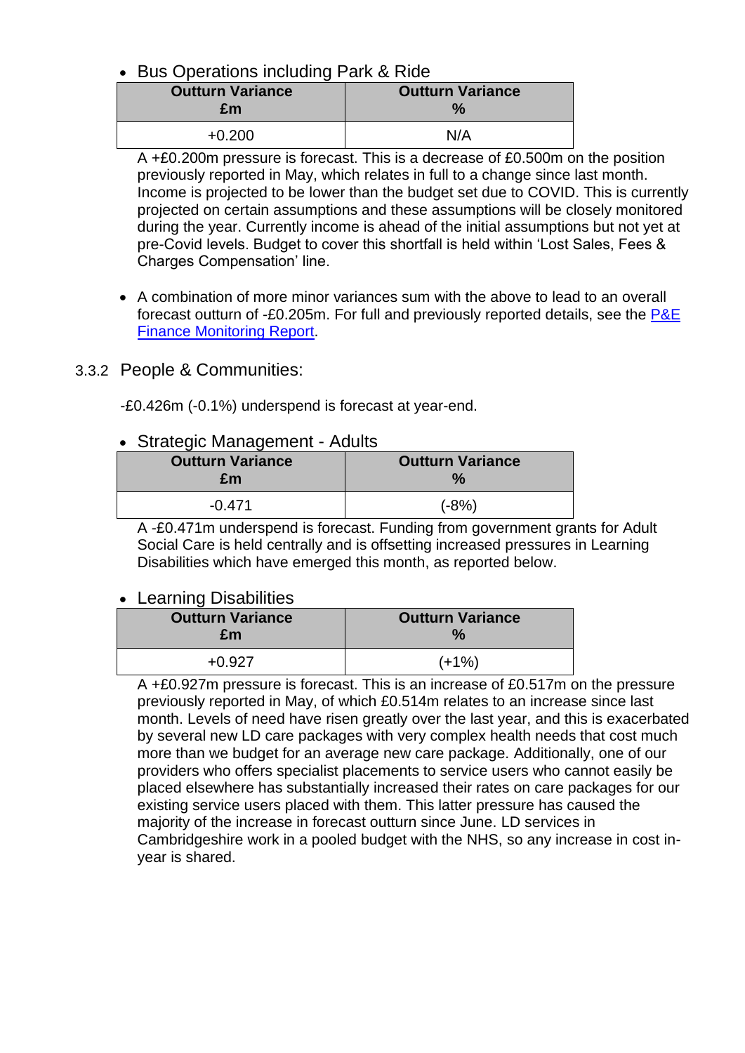- Bus Operations including Park & Ride

| Outturn Variance £m | Outturn Variance % |
|---|---|
| +0.200 | N/A |

A +£0.200m pressure is forecast. This is a decrease of £0.500m on the position previously reported in May, which relates in full to a change since last month. Income is projected to be lower than the budget set due to COVID. This is currently projected on certain assumptions and these assumptions will be closely monitored during the year. Currently income is ahead of the initial assumptions but not yet at pre-Covid levels. Budget to cover this shortfall is held within 'Lost Sales, Fees & Charges Compensation' line.

- A combination of more minor variances sum with the above to lead to an overall forecast outturn of -£0.205m. For full and previously reported details, see the [P&E Finance Monitoring Report](#).

### 3.3.2 People & Communities:

-£0.426m (-0.1%) underspend is forecast at year-end.

- Strategic Management - Adults

| Outturn Variance £m | Outturn Variance % |
|---|---|
| -0.471 | (-8%) |

A -£0.471m underspend is forecast. Funding from government grants for Adult Social Care is held centrally and is offsetting increased pressures in Learning Disabilities which have emerged this month, as reported below.

- Learning Disabilities

| Outturn Variance £m | Outturn Variance % |
|---|---|
| +0.927 | (+1%) |

A +£0.927m pressure is forecast. This is an increase of £0.517m on the pressure previously reported in May, of which £0.514m relates to an increase since last month. Levels of need have risen greatly over the last year, and this is exacerbated by several new LD care packages with very complex health needs that cost much more than we budget for an average new care package. Additionally, one of our providers who offers specialist placements to service users who cannot easily be placed elsewhere has substantially increased their rates on care packages for our existing service users placed with them. This latter pressure has caused the majority of the increase in forecast outturn since June. LD services in Cambridgeshire work in a pooled budget with the NHS, so any increase in cost in-year is shared.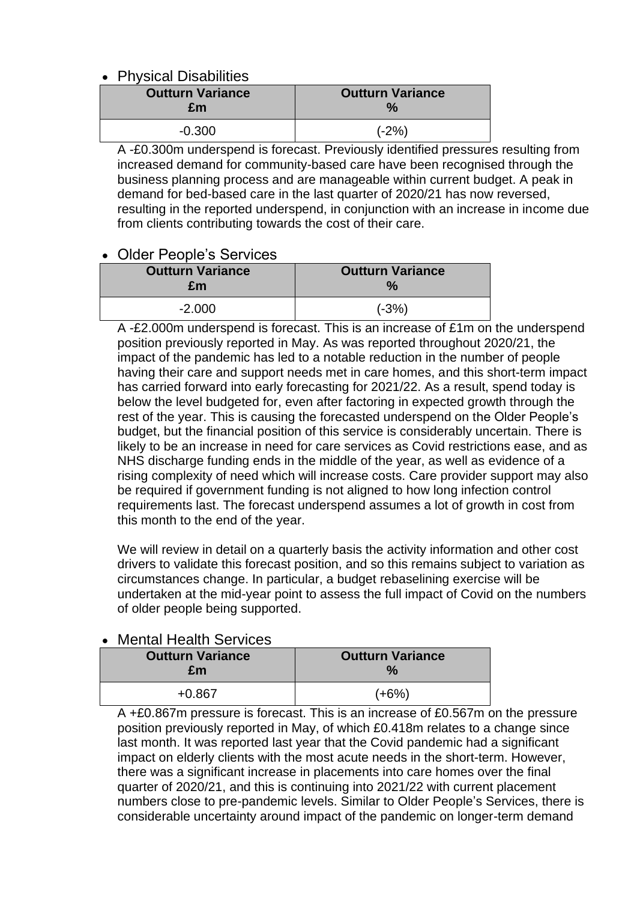- Physical Disabilities

| Outturn Variance £m | Outturn Variance % |
|---|---|
| -0.300 | (-2%) |

A -£0.300m underspend is forecast. Previously identified pressures resulting from increased demand for community-based care have been recognised through the business planning process and are manageable within current budget. A peak in demand for bed-based care in the last quarter of 2020/21 has now reversed, resulting in the reported underspend, in conjunction with an increase in income due from clients contributing towards the cost of their care.

- Older People's Services

| Outturn Variance £m | Outturn Variance % |
|---|---|
| -2.000 | (-3%) |

A -£2.000m underspend is forecast. This is an increase of £1m on the underspend position previously reported in May. As was reported throughout 2020/21, the impact of the pandemic has led to a notable reduction in the number of people having their care and support needs met in care homes, and this short-term impact has carried forward into early forecasting for 2021/22. As a result, spend today is below the level budgeted for, even after factoring in expected growth through the rest of the year. This is causing the forecasted underspend on the Older People's budget, but the financial position of this service is considerably uncertain. There is likely to be an increase in need for care services as Covid restrictions ease, and as NHS discharge funding ends in the middle of the year, as well as evidence of a rising complexity of need which will increase costs. Care provider support may also be required if government funding is not aligned to how long infection control requirements last. The forecast underspend assumes a lot of growth in cost from this month to the end of the year.

We will review in detail on a quarterly basis the activity information and other cost drivers to validate this forecast position, and so this remains subject to variation as circumstances change. In particular, a budget rebaselining exercise will be undertaken at the mid-year point to assess the full impact of Covid on the numbers of older people being supported.

- Mental Health Services

| Outturn Variance £m | Outturn Variance % |
|---|---|
| +0.867 | (+6%) |

A +£0.867m pressure is forecast. This is an increase of £0.567m on the pressure position previously reported in May, of which £0.418m relates to a change since last month. It was reported last year that the Covid pandemic had a significant impact on elderly clients with the most acute needs in the short-term. However, there was a significant increase in placements into care homes over the final quarter of 2020/21, and this is continuing into 2021/22 with current placement numbers close to pre-pandemic levels. Similar to Older People's Services, there is considerable uncertainty around impact of the pandemic on longer-term demand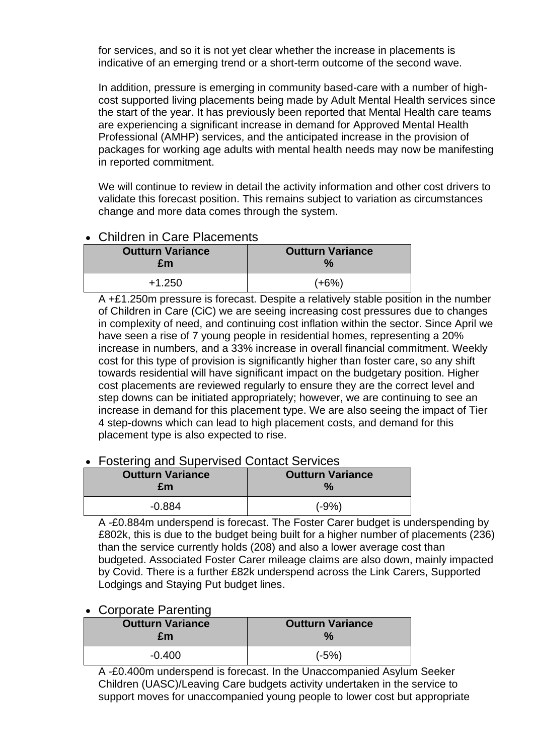for services, and so it is not yet clear whether the increase in placements is indicative of an emerging trend or a short-term outcome of the second wave.

In addition, pressure is emerging in community based-care with a number of high-cost supported living placements being made by Adult Mental Health services since the start of the year. It has previously been reported that Mental Health care teams are experiencing a significant increase in demand for Approved Mental Health Professional (AMHP) services, and the anticipated increase in the provision of packages for working age adults with mental health needs may now be manifesting in reported commitment.

We will continue to review in detail the activity information and other cost drivers to validate this forecast position. This remains subject to variation as circumstances change and more data comes through the system.

- Children in Care Placements

| Outturn Variance £m | Outturn Variance % |
|---|---|
| +1.250 | (+6%) |

A +£1.250m pressure is forecast. Despite a relatively stable position in the number of Children in Care (CiC) we are seeing increasing cost pressures due to changes in complexity of need, and continuing cost inflation within the sector. Since April we have seen a rise of 7 young people in residential homes, representing a 20% increase in numbers, and a 33% increase in overall financial commitment. Weekly cost for this type of provision is significantly higher than foster care, so any shift towards residential will have significant impact on the budgetary position. Higher cost placements are reviewed regularly to ensure they are the correct level and step downs can be initiated appropriately; however, we are continuing to see an increase in demand for this placement type. We are also seeing the impact of Tier 4 step-downs which can lead to high placement costs, and demand for this placement type is also expected to rise.

- Fostering and Supervised Contact Services

| Outturn Variance £m | Outturn Variance % |
|---|---|
| -0.884 | (-9%) |

A -£0.884m underspend is forecast. The Foster Carer budget is underspending by £802k, this is due to the budget being built for a higher number of placements (236) than the service currently holds (208) and also a lower average cost than budgeted. Associated Foster Carer mileage claims are also down, mainly impacted by Covid. There is a further £82k underspend across the Link Carers, Supported Lodgings and Staying Put budget lines.

- Corporate Parenting

| Outturn Variance £m | Outturn Variance % |
|---|---|
| -0.400 | (-5%) |

A -£0.400m underspend is forecast. In the Unaccompanied Asylum Seeker Children (UASC)/Leaving Care budgets activity undertaken in the service to support moves for unaccompanied young people to lower cost but appropriate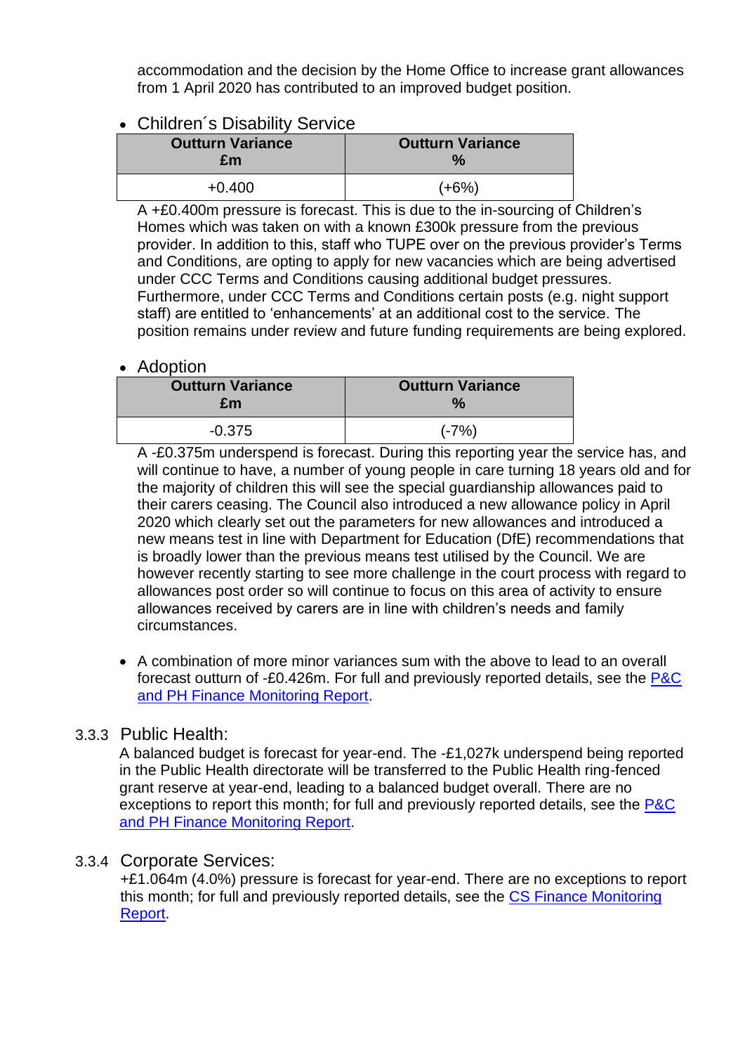accommodation and the decision by the Home Office to increase grant allowances from 1 April 2020 has contributed to an improved budget position.

- Children´s Disability Service

| Outturn Variance £m | Outturn Variance % |
| --- | --- |
| +0.400 | (+6%) |

A +£0.400m pressure is forecast. This is due to the in-sourcing of Children's Homes which was taken on with a known £300k pressure from the previous provider. In addition to this, staff who TUPE over on the previous provider's Terms and Conditions, are opting to apply for new vacancies which are being advertised under CCC Terms and Conditions causing additional budget pressures. Furthermore, under CCC Terms and Conditions certain posts (e.g. night support staff) are entitled to 'enhancements' at an additional cost to the service. The position remains under review and future funding requirements are being explored.

- Adoption

| Outturn Variance £m | Outturn Variance % |
| --- | --- |
| -0.375 | (-7%) |

A -£0.375m underspend is forecast. During this reporting year the service has, and will continue to have, a number of young people in care turning 18 years old and for the majority of children this will see the special guardianship allowances paid to their carers ceasing. The Council also introduced a new allowance policy in April 2020 which clearly set out the parameters for new allowances and introduced a new means test in line with Department for Education (DfE) recommendations that is broadly lower than the previous means test utilised by the Council. We are however recently starting to see more challenge in the court process with regard to allowances post order so will continue to focus on this area of activity to ensure allowances received by carers are in line with children's needs and family circumstances.

- A combination of more minor variances sum with the above to lead to an overall forecast outturn of -£0.426m. For full and previously reported details, see the P&C and PH Finance Monitoring Report.

### 3.3.3 Public Health:

A balanced budget is forecast for year-end. The -£1,027k underspend being reported in the Public Health directorate will be transferred to the Public Health ring-fenced grant reserve at year-end, leading to a balanced budget overall. There are no exceptions to report this month; for full and previously reported details, see the P&C and PH Finance Monitoring Report.

### 3.3.4 Corporate Services:

+£1.064m (4.0%) pressure is forecast for year-end. There are no exceptions to report this month; for full and previously reported details, see the CS Finance Monitoring Report.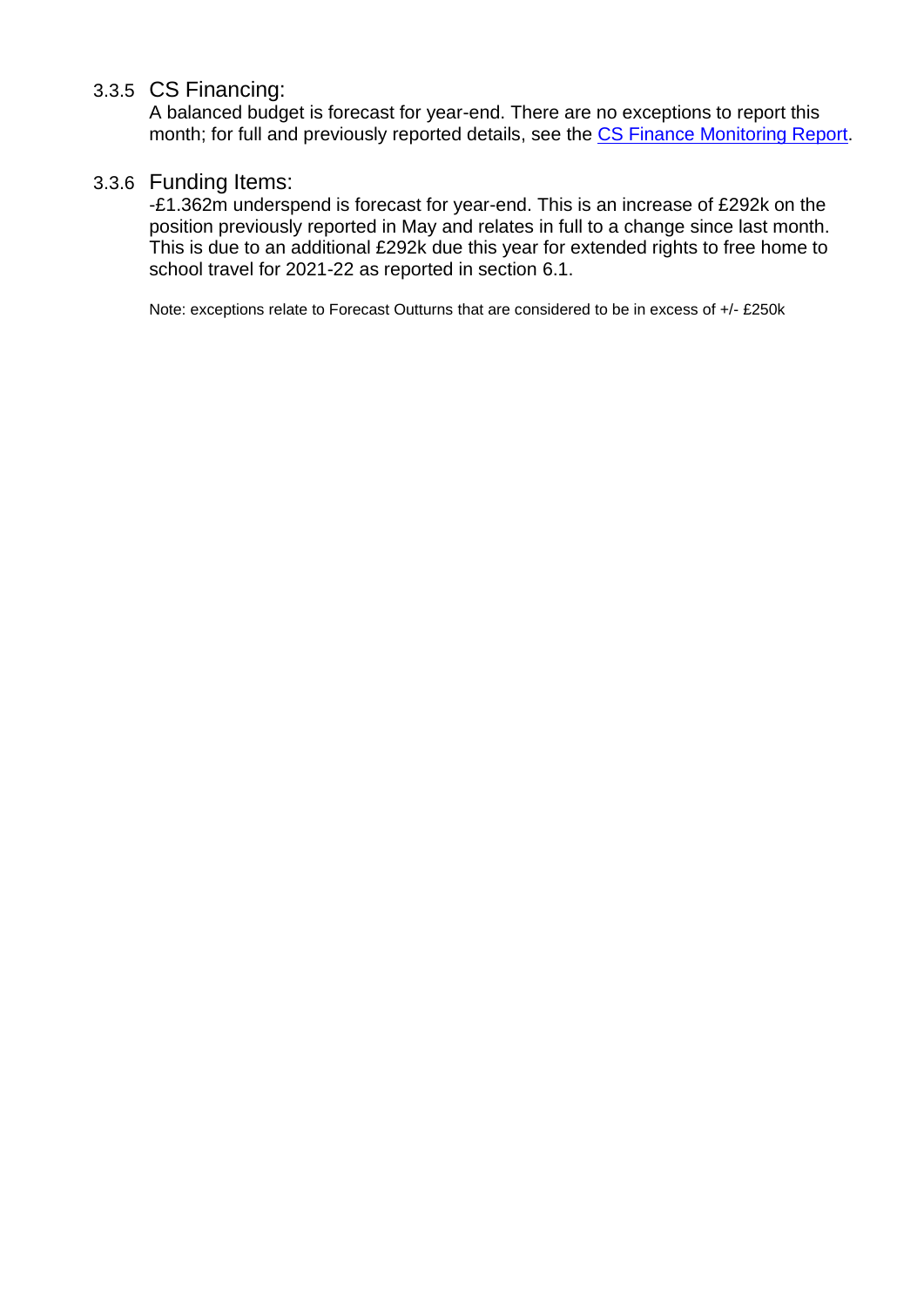### 3.3.5 CS Financing:

A balanced budget is forecast for year-end. There are no exceptions to report this month; for full and previously reported details, see the [CS Finance Monitoring Report].

### 3.3.6 Funding Items:

-£1.362m underspend is forecast for year-end. This is an increase of £292k on the position previously reported in May and relates in full to a change since last month. This is due to an additional £292k due this year for extended rights to free home to school travel for 2021-22 as reported in section 6.1.

Note: exceptions relate to Forecast Outturns that are considered to be in excess of +/- £250k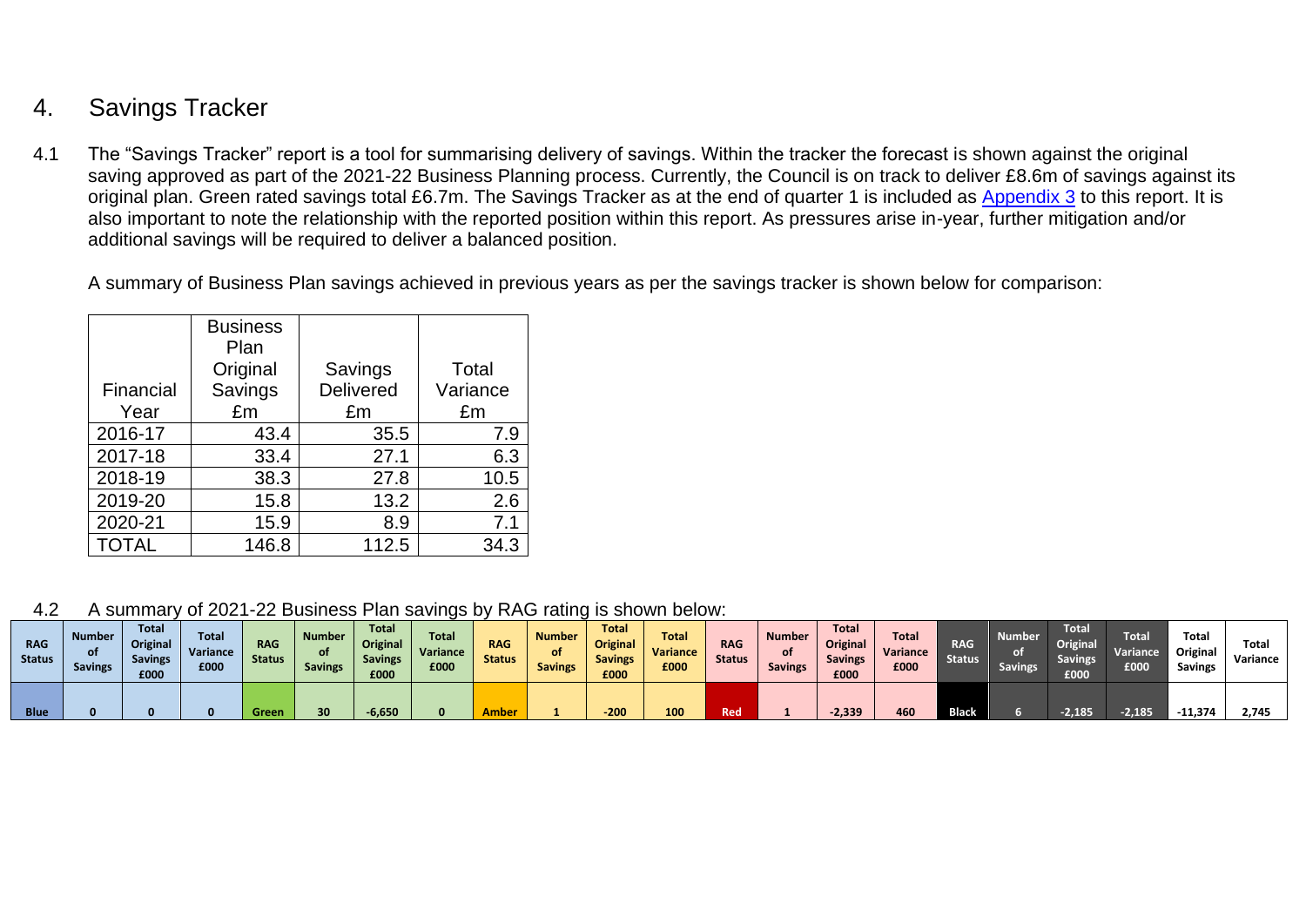## 4. Savings Tracker

4.1 The "Savings Tracker" report is a tool for summarising delivery of savings. Within the tracker the forecast is shown against the original saving approved as part of the 2021-22 Business Planning process. Currently, the Council is on track to deliver £8.6m of savings against its original plan. Green rated savings total £6.7m. The Savings Tracker as at the end of quarter 1 is included as [Appendix 3] to this report. It is also important to note the relationship with the reported position within this report. As pressures arise in-year, further mitigation and/or additional savings will be required to deliver a balanced position.

A summary of Business Plan savings achieved in previous years as per the savings tracker is shown below for comparison:

| Financial Year | Business Plan Original Savings £m | Savings Delivered £m | Total Variance £m |
|---|---|---|---|
| 2016-17 | 43.4 | 35.5 | 7.9 |
| 2017-18 | 33.4 | 27.1 | 6.3 |
| 2018-19 | 38.3 | 27.8 | 10.5 |
| 2019-20 | 15.8 | 13.2 | 2.6 |
| 2020-21 | 15.9 | 8.9 | 7.1 |
| TOTAL | 146.8 | 112.5 | 34.3 |

4.2 A summary of 2021-22 Business Plan savings by RAG rating is shown below:

| RAG Status | Number of Savings | Total Original Savings £000 | Total Variance £000 | RAG Status | Number of Savings | Total Original Savings £000 | Total Variance £000 | RAG Status | Number of Savings | Total Original Savings £000 | Total Variance £000 | RAG Status | Number of Savings | Total Original Savings £000 | Total Variance £000 | RAG Status | Number of Savings | Total Original Savings £000 | Total Variance £000 | Total Original Savings | Total Variance |
|---|---|---|---|---|---|---|---|---|---|---|---|---|---|---|---|---|---|---|---|---|---|
| Blue | 0 | 0 | 0 | Green | 30 | -6,650 | 0 | Amber | 1 | -200 | 100 | Red | 1 | -2,339 | 460 | Black | 6 | -2,185 | -2,185 | -11,374 | 2,745 |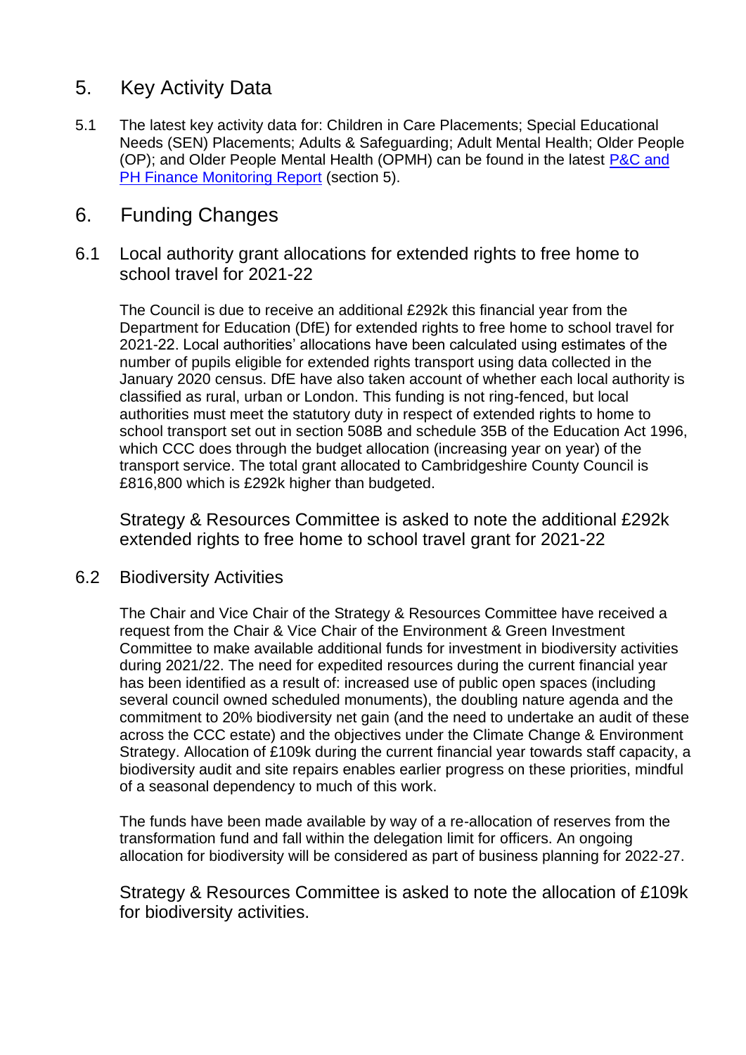## 5. Key Activity Data

5.1 The latest key activity data for: Children in Care Placements; Special Educational Needs (SEN) Placements; Adults & Safeguarding; Adult Mental Health; Older People (OP); and Older People Mental Health (OPMH) can be found in the latest [P&C and PH Finance Monitoring Report](#) (section 5).

## 6. Funding Changes

### 6.1 Local authority grant allocations for extended rights to free home to school travel for 2021-22

The Council is due to receive an additional £292k this financial year from the Department for Education (DfE) for extended rights to free home to school travel for 2021-22. Local authorities' allocations have been calculated using estimates of the number of pupils eligible for extended rights transport using data collected in the January 2020 census. DfE have also taken account of whether each local authority is classified as rural, urban or London. This funding is not ring-fenced, but local authorities must meet the statutory duty in respect of extended rights to home to school transport set out in section 508B and schedule 35B of the Education Act 1996, which CCC does through the budget allocation (increasing year on year) of the transport service. The total grant allocated to Cambridgeshire County Council is £816,800 which is £292k higher than budgeted.

Strategy & Resources Committee is asked to note the additional £292k extended rights to free home to school travel grant for 2021-22

### 6.2 Biodiversity Activities

The Chair and Vice Chair of the Strategy & Resources Committee have received a request from the Chair & Vice Chair of the Environment & Green Investment Committee to make available additional funds for investment in biodiversity activities during 2021/22. The need for expedited resources during the current financial year has been identified as a result of: increased use of public open spaces (including several council owned scheduled monuments), the doubling nature agenda and the commitment to 20% biodiversity net gain (and the need to undertake an audit of these across the CCC estate) and the objectives under the Climate Change & Environment Strategy. Allocation of £109k during the current financial year towards staff capacity, a biodiversity audit and site repairs enables earlier progress on these priorities, mindful of a seasonal dependency to much of this work.

The funds have been made available by way of a re-allocation of reserves from the transformation fund and fall within the delegation limit for officers. An ongoing allocation for biodiversity will be considered as part of business planning for 2022-27.

Strategy & Resources Committee is asked to note the allocation of £109k for biodiversity activities.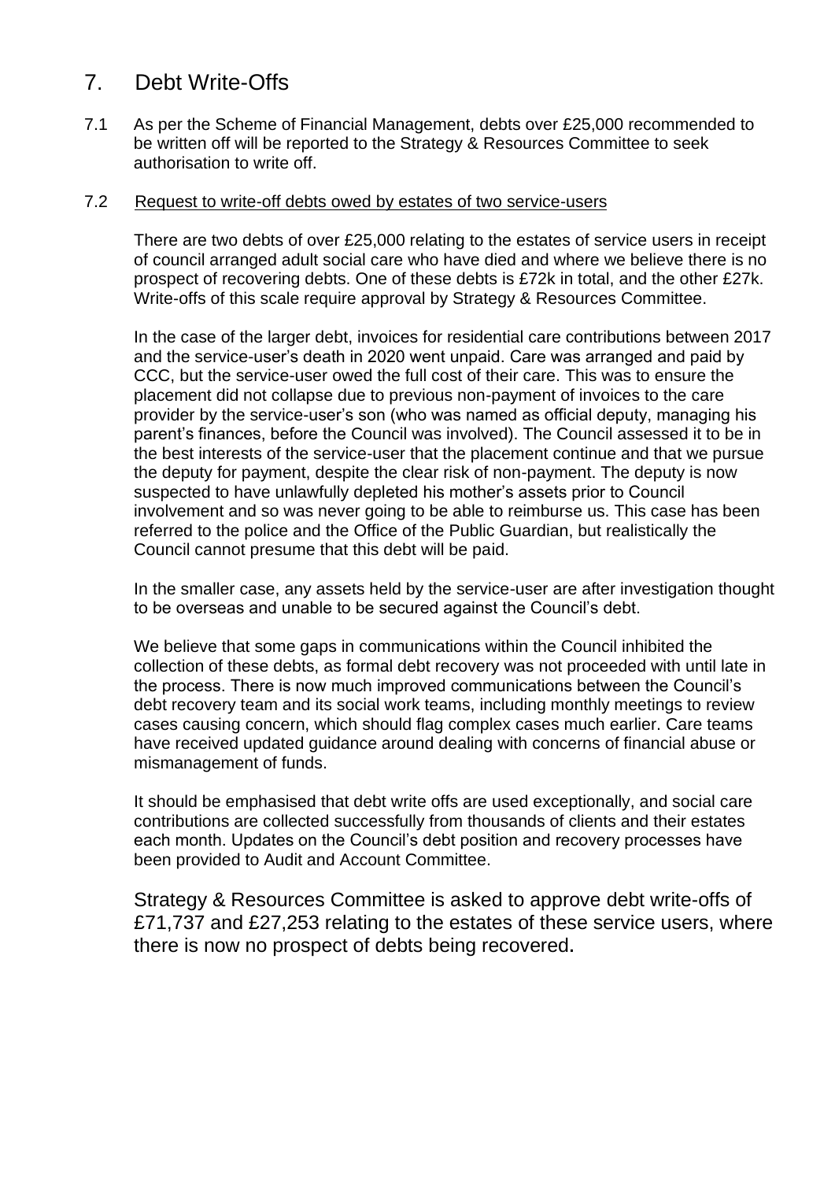## 7. Debt Write-Offs

7.1 As per the Scheme of Financial Management, debts over £25,000 recommended to be written off will be reported to the Strategy & Resources Committee to seek authorisation to write off.

7.2 Request to write-off debts owed by estates of two service-users

There are two debts of over £25,000 relating to the estates of service users in receipt of council arranged adult social care who have died and where we believe there is no prospect of recovering debts. One of these debts is £72k in total, and the other £27k. Write-offs of this scale require approval by Strategy & Resources Committee.

In the case of the larger debt, invoices for residential care contributions between 2017 and the service-user's death in 2020 went unpaid. Care was arranged and paid by CCC, but the service-user owed the full cost of their care. This was to ensure the placement did not collapse due to previous non-payment of invoices to the care provider by the service-user's son (who was named as official deputy, managing his parent's finances, before the Council was involved). The Council assessed it to be in the best interests of the service-user that the placement continue and that we pursue the deputy for payment, despite the clear risk of non-payment. The deputy is now suspected to have unlawfully depleted his mother's assets prior to Council involvement and so was never going to be able to reimburse us. This case has been referred to the police and the Office of the Public Guardian, but realistically the Council cannot presume that this debt will be paid.

In the smaller case, any assets held by the service-user are after investigation thought to be overseas and unable to be secured against the Council's debt.

We believe that some gaps in communications within the Council inhibited the collection of these debts, as formal debt recovery was not proceeded with until late in the process. There is now much improved communications between the Council's debt recovery team and its social work teams, including monthly meetings to review cases causing concern, which should flag complex cases much earlier. Care teams have received updated guidance around dealing with concerns of financial abuse or mismanagement of funds.

It should be emphasised that debt write offs are used exceptionally, and social care contributions are collected successfully from thousands of clients and their estates each month. Updates on the Council's debt position and recovery processes have been provided to Audit and Account Committee.

Strategy & Resources Committee is asked to approve debt write-offs of £71,737 and £27,253 relating to the estates of these service users, where there is now no prospect of debts being recovered.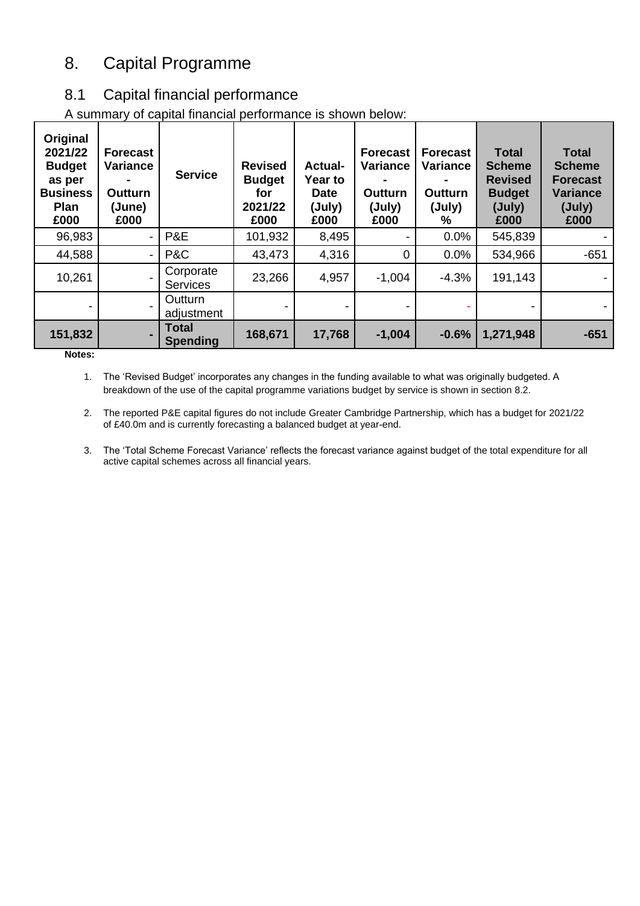# 8. Capital Programme

## 8.1 Capital financial performance

A summary of capital financial performance is shown below:

| Original 2021/22 Budget as per Business Plan £000 | Forecast Variance - Outturn (June) £000 | Service | Revised Budget for 2021/22 £000 | Actual-Year to Date (July) £000 | Forecast Variance - Outturn (July) £000 | Forecast Variance - Outturn (July) % | Total Scheme Revised Budget (July) £000 | Total Scheme Forecast Variance (July) £000 |
|---|---|---|---|---|---|---|---|---|
| 96,983 | - | P&E | 101,932 | 8,495 | - | 0.0% | 545,839 | - |
| 44,588 | - | P&C | 43,473 | 4,316 | 0 | 0.0% | 534,966 | -651 |
| 10,261 | - | Corporate Services | 23,266 | 4,957 | -1,004 | -4.3% | 191,143 | - |
| - | - | Outturn adjustment | - | - | - | - | - | - |
| **151,832** | **-** | **Total Spending** | **168,671** | **17,768** | **-1,004** | **-0.6%** | **1,271,948** | **-651** |

**Notes:**

1. The 'Revised Budget' incorporates any changes in the funding available to what was originally budgeted. A breakdown of the use of the capital programme variations budget by service is shown in section 8.2.
2. The reported P&E capital figures do not include Greater Cambridge Partnership, which has a budget for 2021/22 of £40.0m and is currently forecasting a balanced budget at year-end.
3. The 'Total Scheme Forecast Variance' reflects the forecast variance against budget of the total expenditure for all active capital schemes across all financial years.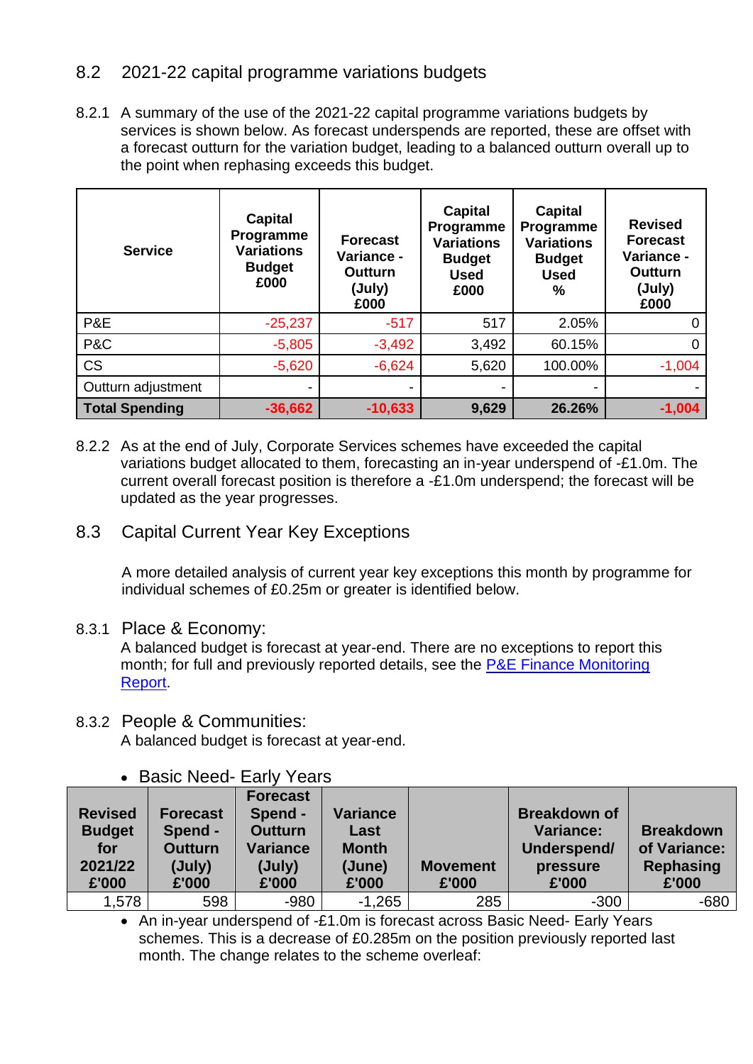## 8.2 2021-22 capital programme variations budgets

8.2.1 A summary of the use of the 2021-22 capital programme variations budgets by services is shown below. As forecast underspends are reported, these are offset with a forecast outturn for the variation budget, leading to a balanced outturn overall up to the point when rephasing exceeds this budget.

| Service | Capital Programme Variations Budget £000 | Forecast Variance - Outturn (July) £000 | Capital Programme Variations Budget Used £000 | Capital Programme Variations Budget Used % | Revised Forecast Variance - Outturn (July) £000 |
|---|---|---|---|---|---|
| P&E | -25,237 | -517 | 517 | 2.05% | 0 |
| P&C | -5,805 | -3,492 | 3,492 | 60.15% | 0 |
| CS | -5,620 | -6,624 | 5,620 | 100.00% | -1,004 |
| Outturn adjustment | - | - | - | - | - |
| **Total Spending** | **-36,662** | **-10,633** | **9,629** | **26.26%** | **-1,004** |

8.2.2 As at the end of July, Corporate Services schemes have exceeded the capital variations budget allocated to them, forecasting an in-year underspend of -£1.0m. The current overall forecast position is therefore a -£1.0m underspend; the forecast will be updated as the year progresses.

## 8.3 Capital Current Year Key Exceptions

A more detailed analysis of current year key exceptions this month by programme for individual schemes of £0.25m or greater is identified below.

### 8.3.1 Place & Economy:

A balanced budget is forecast at year-end. There are no exceptions to report this month; for full and previously reported details, see the P&E Finance Monitoring Report.

### 8.3.2 People & Communities:

A balanced budget is forecast at year-end.

- Basic Need- Early Years

| Revised Budget for 2021/22 £'000 | Forecast Spend - Outturn (July) £'000 | Forecast Spend - Outturn Variance (July) £'000 | Variance Last Month (June) £'000 | Movement £'000 | Breakdown of Variance: Underspend/ pressure £'000 | Breakdown of Variance: Rephasing £'000 |
|---|---|---|---|---|---|---|
| 1,578 | 598 | -980 | -1,265 | 285 | -300 | -680 |

- An in-year underspend of -£1.0m is forecast across Basic Need- Early Years schemes. This is a decrease of £0.285m on the position previously reported last month. The change relates to the scheme overleaf: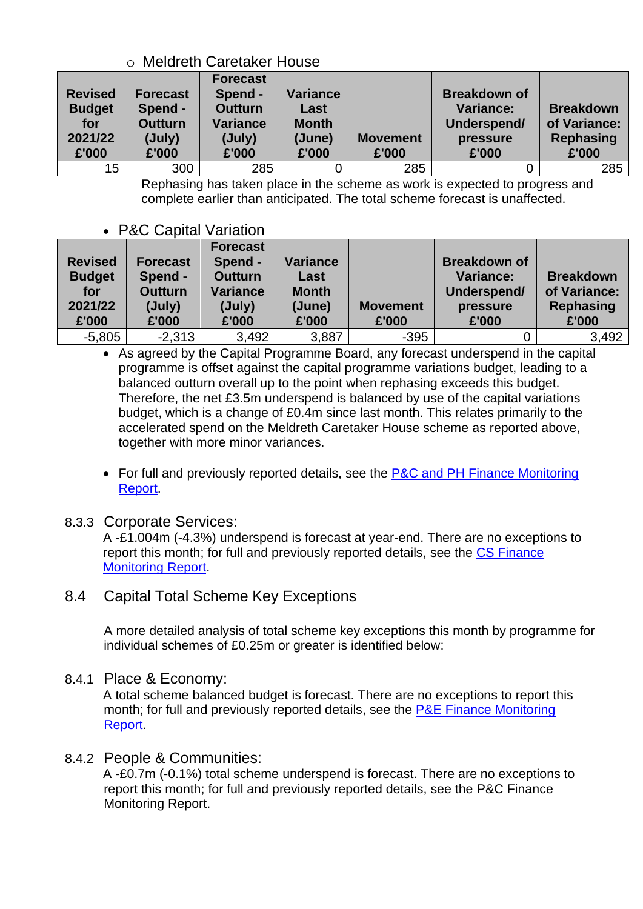- Meldreth Caretaker House

| Revised Budget for 2021/22 £'000 | Forecast Spend - Outturn (July) £'000 | Forecast Spend - Outturn Variance (July) £'000 | Variance Last Month (June) £'000 | Movement £'000 | Breakdown of Variance: Underspend/ pressure £'000 | Breakdown of Variance: Rephasing £'000 |
|---|---|---|---|---|---|---|
| 15 | 300 | 285 | 0 | 285 | 0 | 285 |

Rephasing has taken place in the scheme as work is expected to progress and complete earlier than anticipated. The total scheme forecast is unaffected.

- P&C Capital Variation

| Revised Budget for 2021/22 £'000 | Forecast Spend - Outturn (July) £'000 | Forecast Spend - Outturn Variance (July) £'000 | Variance Last Month (June) £'000 | Movement £'000 | Breakdown of Variance: Underspend/ pressure £'000 | Breakdown of Variance: Rephasing £'000 |
|---|---|---|---|---|---|---|
| -5,805 | -2,313 | 3,492 | 3,887 | -395 | 0 | 3,492 |

- As agreed by the Capital Programme Board, any forecast underspend in the capital programme is offset against the capital programme variations budget, leading to a balanced outturn overall up to the point when rephasing exceeds this budget. Therefore, the net £3.5m underspend is balanced by use of the capital variations budget, which is a change of £0.4m since last month. This relates primarily to the accelerated spend on the Meldreth Caretaker House scheme as reported above, together with more minor variances.

- For full and previously reported details, see the P&C and PH Finance Monitoring Report.

### 8.3.3 Corporate Services:

A -£1.004m (-4.3%) underspend is forecast at year-end. There are no exceptions to report this month; for full and previously reported details, see the CS Finance Monitoring Report.

## 8.4 Capital Total Scheme Key Exceptions

A more detailed analysis of total scheme key exceptions this month by programme for individual schemes of £0.25m or greater is identified below:

### 8.4.1 Place & Economy:

A total scheme balanced budget is forecast. There are no exceptions to report this month; for full and previously reported details, see the P&E Finance Monitoring Report.

### 8.4.2 People & Communities:

A -£0.7m (-0.1%) total scheme underspend is forecast. There are no exceptions to report this month; for full and previously reported details, see the P&C Finance Monitoring Report.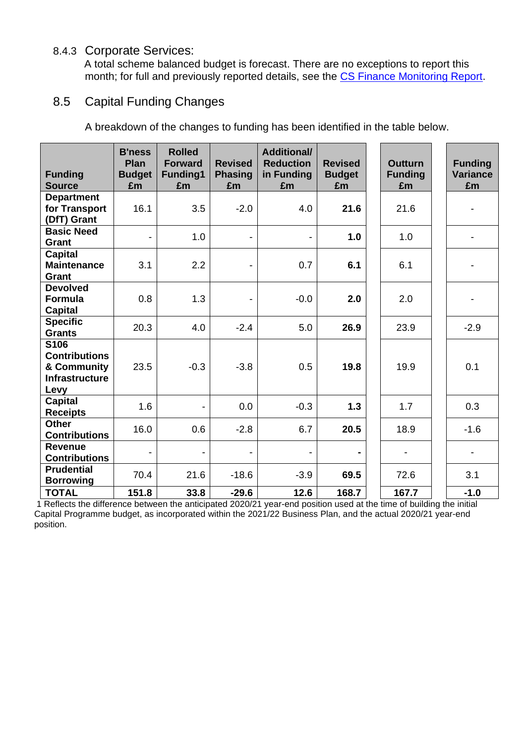### 8.4.3 Corporate Services:

A total scheme balanced budget is forecast. There are no exceptions to report this month; for full and previously reported details, see the CS Finance Monitoring Report.

## 8.5 Capital Funding Changes

A breakdown of the changes to funding has been identified in the table below.

| Funding Source | B'ness Plan Budget £m | Rolled Forward Funding1 £m | Revised Phasing £m | Additional/ Reduction in Funding £m | Revised Budget £m | Outturn Funding £m | Funding Variance £m |
|---|---|---|---|---|---|---|---|
| **Department for Transport (DfT) Grant** | 16.1 | 3.5 | -2.0 | 4.0 | **21.6** | 21.6 | - |
| **Basic Need Grant** | - | 1.0 | - | - | **1.0** | 1.0 | - |
| **Capital Maintenance Grant** | 3.1 | 2.2 | - | 0.7 | **6.1** | 6.1 | - |
| **Devolved Formula Capital** | 0.8 | 1.3 | - | -0.0 | **2.0** | 2.0 | - |
| **Specific Grants** | 20.3 | 4.0 | -2.4 | 5.0 | **26.9** | 23.9 | -2.9 |
| **S106 Contributions & Community Infrastructure Levy** | 23.5 | -0.3 | -3.8 | 0.5 | **19.8** | 19.9 | 0.1 |
| **Capital Receipts** | 1.6 | - | 0.0 | -0.3 | **1.3** | 1.7 | 0.3 |
| **Other Contributions** | 16.0 | 0.6 | -2.8 | 6.7 | **20.5** | 18.9 | -1.6 |
| **Revenue Contributions** | - | - | - | - | **-** | - | - |
| **Prudential Borrowing** | 70.4 | 21.6 | -18.6 | -3.9 | **69.5** | 72.6 | 3.1 |
| **TOTAL** | **151.8** | **33.8** | **-29.6** | **12.6** | **168.7** | **167.7** | **-1.0** |

1 Reflects the difference between the anticipated 2020/21 year-end position used at the time of building the initial Capital Programme budget, as incorporated within the 2021/22 Business Plan, and the actual 2020/21 year-end position.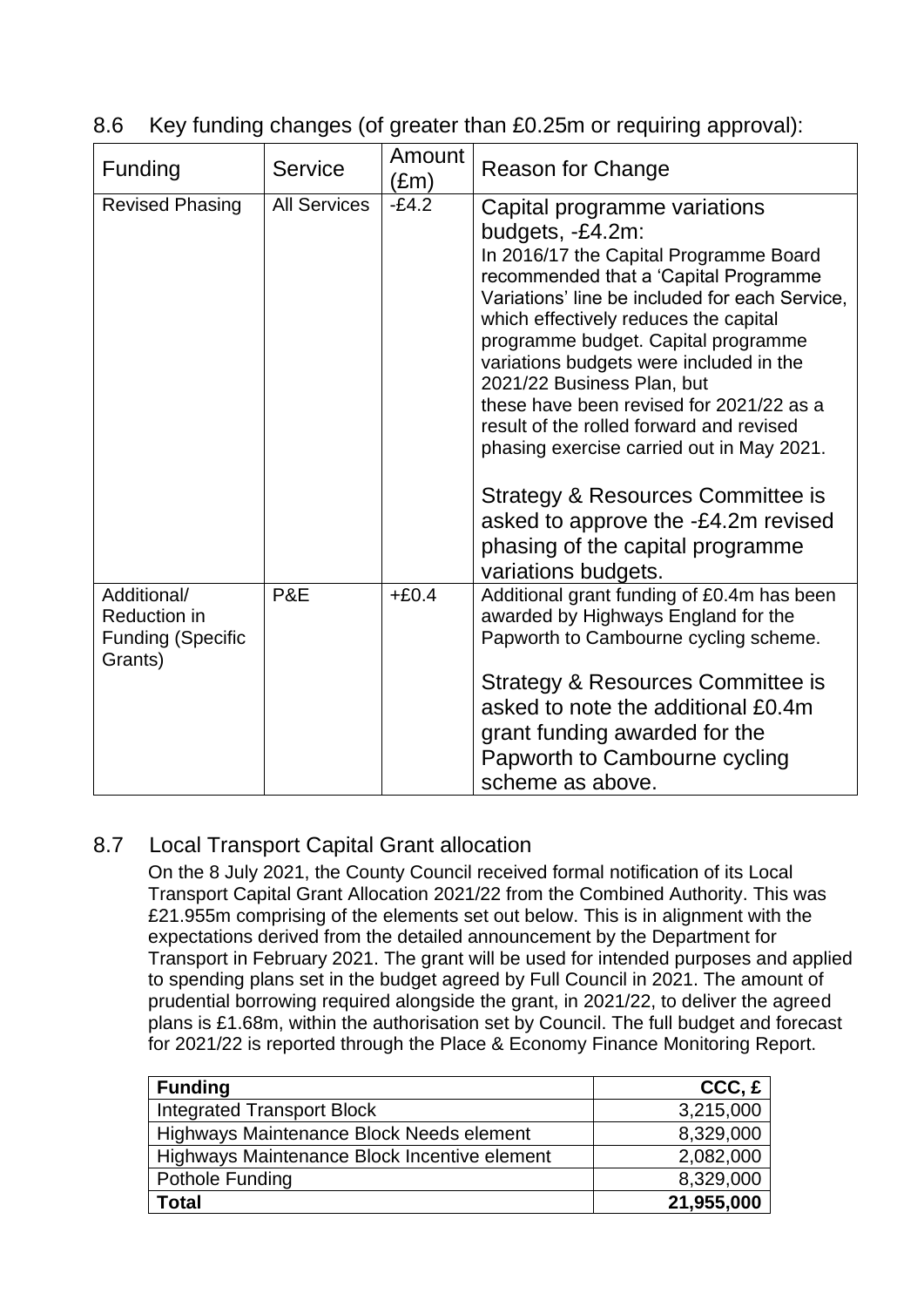8.6 Key funding changes (of greater than £0.25m or requiring approval):

| Funding | Service | Amount (£m) | Reason for Change |
|---|---|---|---|
| Revised Phasing | All Services | -£4.2 | Capital programme variations budgets, -£4.2m: In 2016/17 the Capital Programme Board recommended that a 'Capital Programme Variations' line be included for each Service, which effectively reduces the capital programme budget. Capital programme variations budgets were included in the 2021/22 Business Plan, but these have been revised for 2021/22 as a result of the rolled forward and revised phasing exercise carried out in May 2021.<br><br>Strategy & Resources Committee is asked to approve the -£4.2m revised phasing of the capital programme variations budgets. |
| Additional/ Reduction in Funding (Specific Grants) | P&E | +£0.4 | Additional grant funding of £0.4m has been awarded by Highways England for the Papworth to Cambourne cycling scheme.<br><br>Strategy & Resources Committee is asked to note the additional £0.4m grant funding awarded for the Papworth to Cambourne cycling scheme as above. |

## 8.7 Local Transport Capital Grant allocation

On the 8 July 2021, the County Council received formal notification of its Local Transport Capital Grant Allocation 2021/22 from the Combined Authority. This was £21.955m comprising of the elements set out below. This is in alignment with the expectations derived from the detailed announcement by the Department for Transport in February 2021. The grant will be used for intended purposes and applied to spending plans set in the budget agreed by Full Council in 2021. The amount of prudential borrowing required alongside the grant, in 2021/22, to deliver the agreed plans is £1.68m, within the authorisation set by Council. The full budget and forecast for 2021/22 is reported through the Place & Economy Finance Monitoring Report.

| Funding | CCC, £ |
|---|---:|
| Integrated Transport Block | 3,215,000 |
| Highways Maintenance Block Needs element | 8,329,000 |
| Highways Maintenance Block Incentive element | 2,082,000 |
| Pothole Funding | 8,329,000 |
| **Total** | **21,955,000** |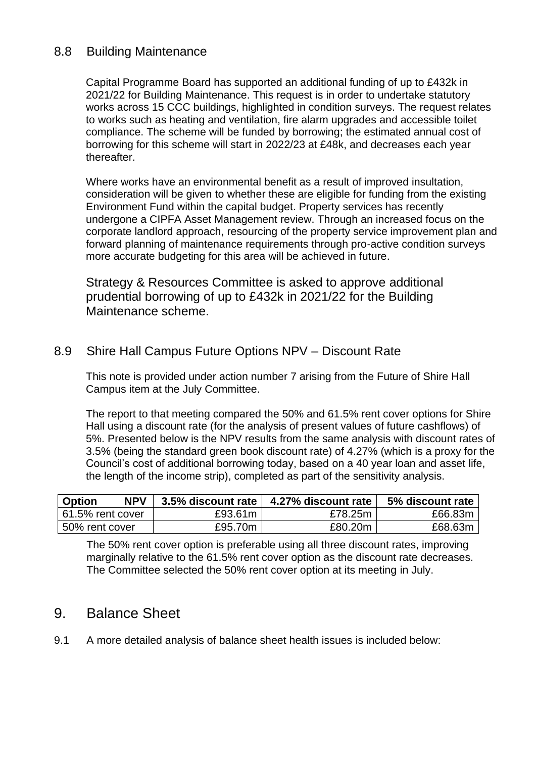### 8.8 Building Maintenance

Capital Programme Board has supported an additional funding of up to £432k in 2021/22 for Building Maintenance. This request is in order to undertake statutory works across 15 CCC buildings, highlighted in condition surveys. The request relates to works such as heating and ventilation, fire alarm upgrades and accessible toilet compliance. The scheme will be funded by borrowing; the estimated annual cost of borrowing for this scheme will start in 2022/23 at £48k, and decreases each year thereafter.

Where works have an environmental benefit as a result of improved insultation, consideration will be given to whether these are eligible for funding from the existing Environment Fund within the capital budget. Property services has recently undergone a CIPFA Asset Management review. Through an increased focus on the corporate landlord approach, resourcing of the property service improvement plan and forward planning of maintenance requirements through pro-active condition surveys more accurate budgeting for this area will be achieved in future.

Strategy & Resources Committee is asked to approve additional prudential borrowing of up to £432k in 2021/22 for the Building Maintenance scheme.

### 8.9 Shire Hall Campus Future Options NPV – Discount Rate

This note is provided under action number 7 arising from the Future of Shire Hall Campus item at the July Committee.

The report to that meeting compared the 50% and 61.5% rent cover options for Shire Hall using a discount rate (for the analysis of present values of future cashflows) of 5%. Presented below is the NPV results from the same analysis with discount rates of 3.5% (being the standard green book discount rate) of 4.27% (which is a proxy for the Council's cost of additional borrowing today, based on a 40 year loan and asset life, the length of the income strip), completed as part of the sensitivity analysis.

| **Option NPV** | **3.5% discount rate** | **4.27% discount rate** | **5% discount rate** |
|---|---|---|---|
| 61.5% rent cover | £93.61m | £78.25m | £66.83m |
| 50% rent cover | £95.70m | £80.20m | £68.63m |

The 50% rent cover option is preferable using all three discount rates, improving marginally relative to the 61.5% rent cover option as the discount rate decreases. The Committee selected the 50% rent cover option at its meeting in July.

## 9. Balance Sheet

9.1 A more detailed analysis of balance sheet health issues is included below: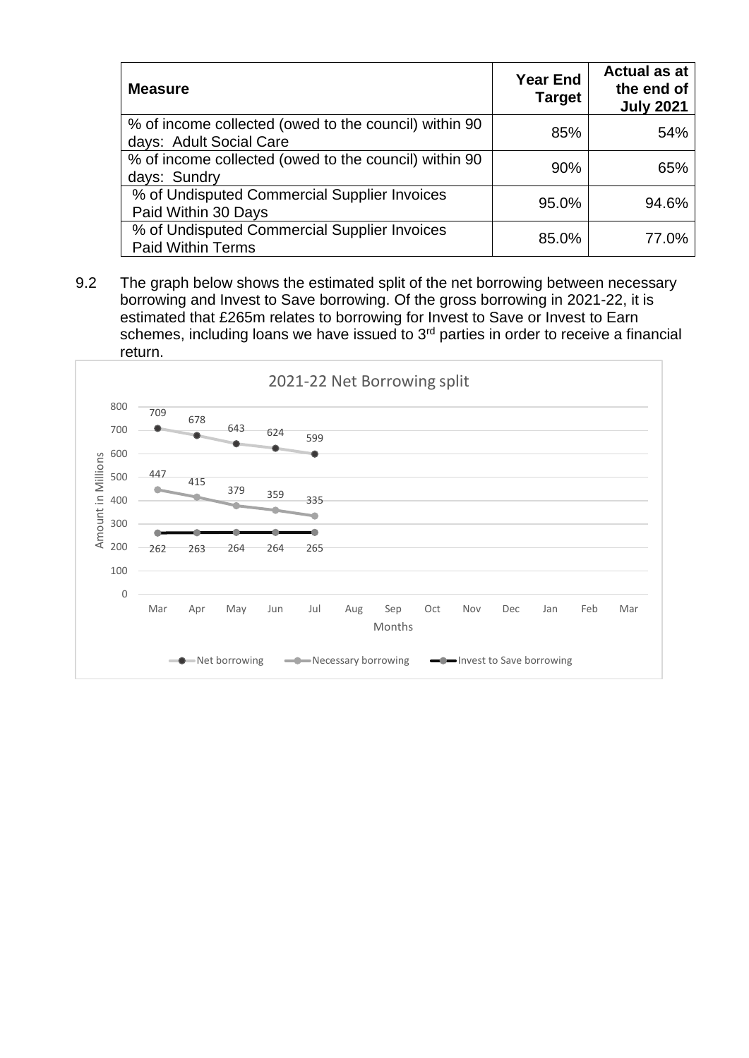| Measure | Year End Target | Actual as at the end of July 2021 |
|---|---|---|
| % of income collected (owed to the council) within 90 days: Adult Social Care | 85% | 54% |
| % of income collected (owed to the council) within 90 days: Sundry | 90% | 65% |
| % of Undisputed Commercial Supplier Invoices Paid Within 30 Days | 95.0% | 94.6% |
| % of Undisputed Commercial Supplier Invoices Paid Within Terms | 85.0% | 77.0% |

9.2 The graph below shows the estimated split of the net borrowing between necessary borrowing and Invest to Save borrowing. Of the gross borrowing in 2021-22, it is estimated that £265m relates to borrowing for Invest to Save or Invest to Earn schemes, including loans we have issued to 3rd parties in order to receive a financial return.

2021-22 Net Borrowing split

| Months | Net borrowing | Necessary borrowing | Invest to Save borrowing |
|---|---|---|---|
| Mar | 709 | 447 | 262 |
| Apr | 678 | 415 | 263 |
| May | 643 | 379 | 264 |
| Jun | 624 | 359 | 264 |
| Jul | 599 | 335 | 265 |
| Aug | | | |
| Sep | | | |
| Oct | | | |
| Nov | | | |
| Dec | | | |
| Jan | | | |
| Feb | | | |
| Mar | | | |

Amount in Millions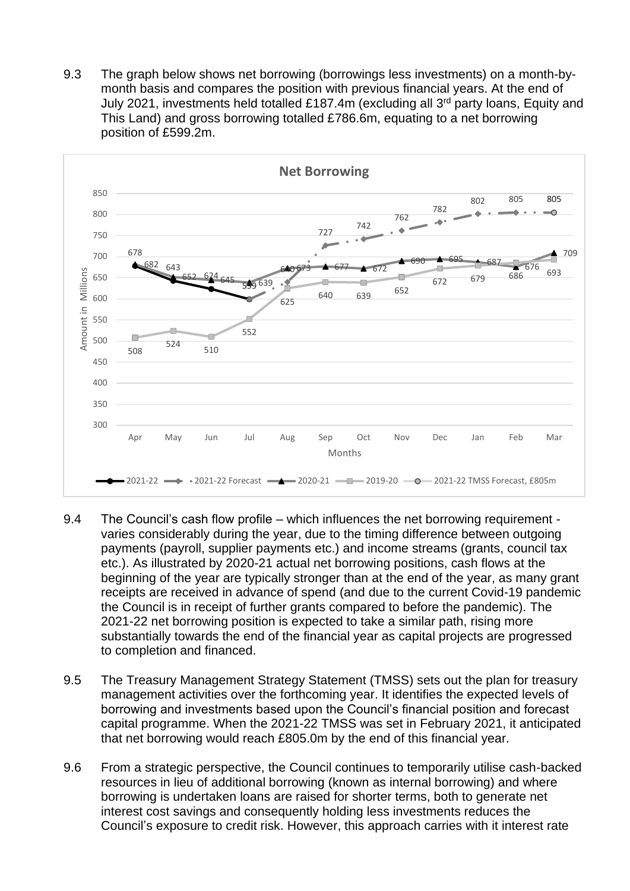9.3 The graph below shows net borrowing (borrowings less investments) on a month-by-month basis and compares the position with previous financial years. At the end of July 2021, investments held totalled £187.4m (excluding all 3rd party loans, Equity and This Land) and gross borrowing totalled £786.6m, equating to a net borrowing position of £599.2m.

**Net Borrowing**

Amount in Millions / Months

Legend: 2021-22 · 2021-22 Forecast · 2020-21 · 2019-20 · 2021-22 TMSS Forecast, £805m

9.4 The Council's cash flow profile – which influences the net borrowing requirement - varies considerably during the year, due to the timing difference between outgoing payments (payroll, supplier payments etc.) and income streams (grants, council tax etc.). As illustrated by 2020-21 actual net borrowing positions, cash flows at the beginning of the year are typically stronger than at the end of the year, as many grant receipts are received in advance of spend (and due to the current Covid-19 pandemic the Council is in receipt of further grants compared to before the pandemic). The 2021-22 net borrowing position is expected to take a similar path, rising more substantially towards the end of the financial year as capital projects are progressed to completion and financed.

9.5 The Treasury Management Strategy Statement (TMSS) sets out the plan for treasury management activities over the forthcoming year. It identifies the expected levels of borrowing and investments based upon the Council's financial position and forecast capital programme. When the 2021-22 TMSS was set in February 2021, it anticipated that net borrowing would reach £805.0m by the end of this financial year.

9.6 From a strategic perspective, the Council continues to temporarily utilise cash-backed resources in lieu of additional borrowing (known as internal borrowing) and where borrowing is undertaken loans are raised for shorter terms, both to generate net interest cost savings and consequently holding less investments reduces the Council's exposure to credit risk. However, this approach carries with it interest rate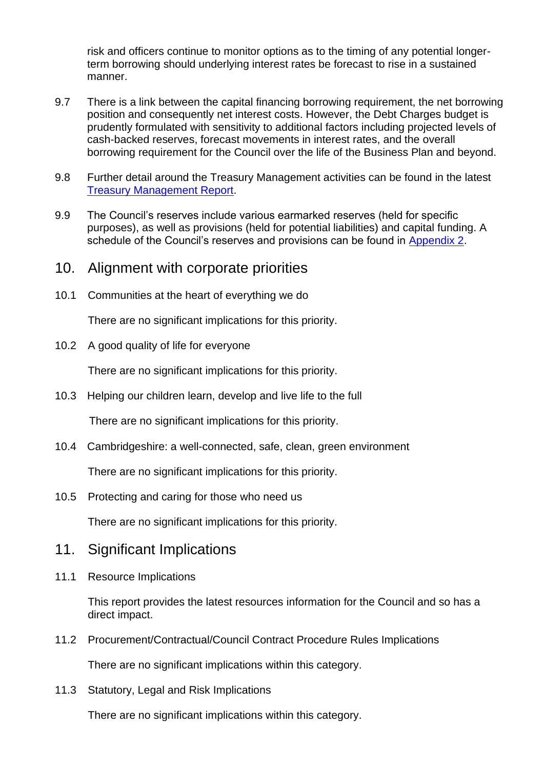risk and officers continue to monitor options as to the timing of any potential longer-term borrowing should underlying interest rates be forecast to rise in a sustained manner.

9.7 There is a link between the capital financing borrowing requirement, the net borrowing position and consequently net interest costs. However, the Debt Charges budget is prudently formulated with sensitivity to additional factors including projected levels of cash-backed reserves, forecast movements in interest rates, and the overall borrowing requirement for the Council over the life of the Business Plan and beyond.

9.8 Further detail around the Treasury Management activities can be found in the latest Treasury Management Report.

9.9 The Council's reserves include various earmarked reserves (held for specific purposes), as well as provisions (held for potential liabilities) and capital funding. A schedule of the Council's reserves and provisions can be found in Appendix 2.

## 10. Alignment with corporate priorities

10.1 Communities at the heart of everything we do

There are no significant implications for this priority.

10.2 A good quality of life for everyone

There are no significant implications for this priority.

10.3 Helping our children learn, develop and live life to the full

There are no significant implications for this priority.

10.4 Cambridgeshire: a well-connected, safe, clean, green environment

There are no significant implications for this priority.

10.5 Protecting and caring for those who need us

There are no significant implications for this priority.

## 11. Significant Implications

11.1 Resource Implications

This report provides the latest resources information for the Council and so has a direct impact.

11.2 Procurement/Contractual/Council Contract Procedure Rules Implications

There are no significant implications within this category.

11.3 Statutory, Legal and Risk Implications

There are no significant implications within this category.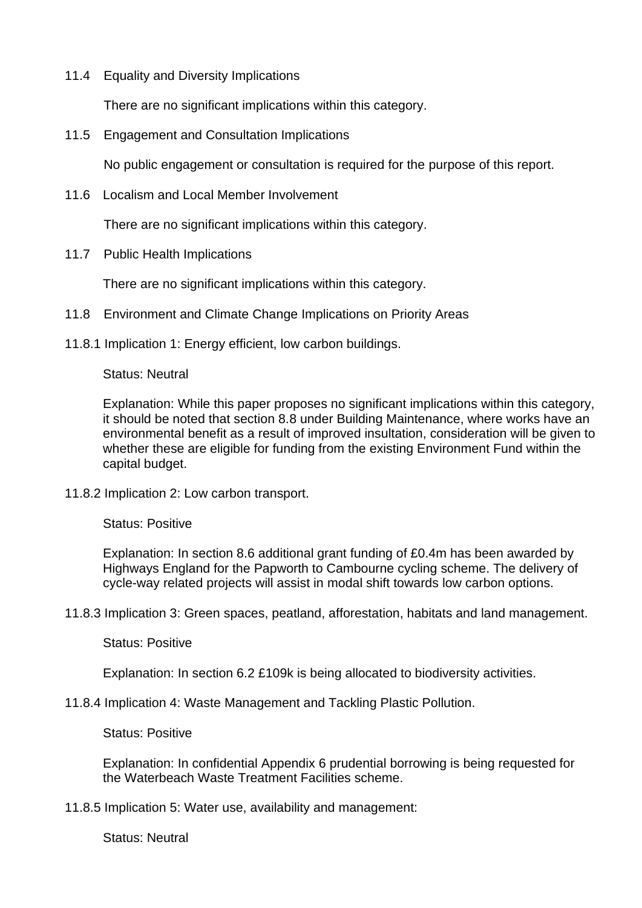11.4 Equality and Diversity Implications

There are no significant implications within this category.

11.5 Engagement and Consultation Implications

No public engagement or consultation is required for the purpose of this report.

11.6 Localism and Local Member Involvement

There are no significant implications within this category.

11.7 Public Health Implications

There are no significant implications within this category.

11.8 Environment and Climate Change Implications on Priority Areas

11.8.1 Implication 1: Energy efficient, low carbon buildings.

Status: Neutral

Explanation: While this paper proposes no significant implications within this category, it should be noted that section 8.8 under Building Maintenance, where works have an environmental benefit as a result of improved insultation, consideration will be given to whether these are eligible for funding from the existing Environment Fund within the capital budget.

11.8.2 Implication 2: Low carbon transport.

Status: Positive

Explanation: In section 8.6 additional grant funding of £0.4m has been awarded by Highways England for the Papworth to Cambourne cycling scheme. The delivery of cycle-way related projects will assist in modal shift towards low carbon options.

11.8.3 Implication 3: Green spaces, peatland, afforestation, habitats and land management.

Status: Positive

Explanation: In section 6.2 £109k is being allocated to biodiversity activities.

11.8.4 Implication 4: Waste Management and Tackling Plastic Pollution.

Status: Positive

Explanation: In confidential Appendix 6 prudential borrowing is being requested for the Waterbeach Waste Treatment Facilities scheme.

11.8.5 Implication 5: Water use, availability and management:

Status: Neutral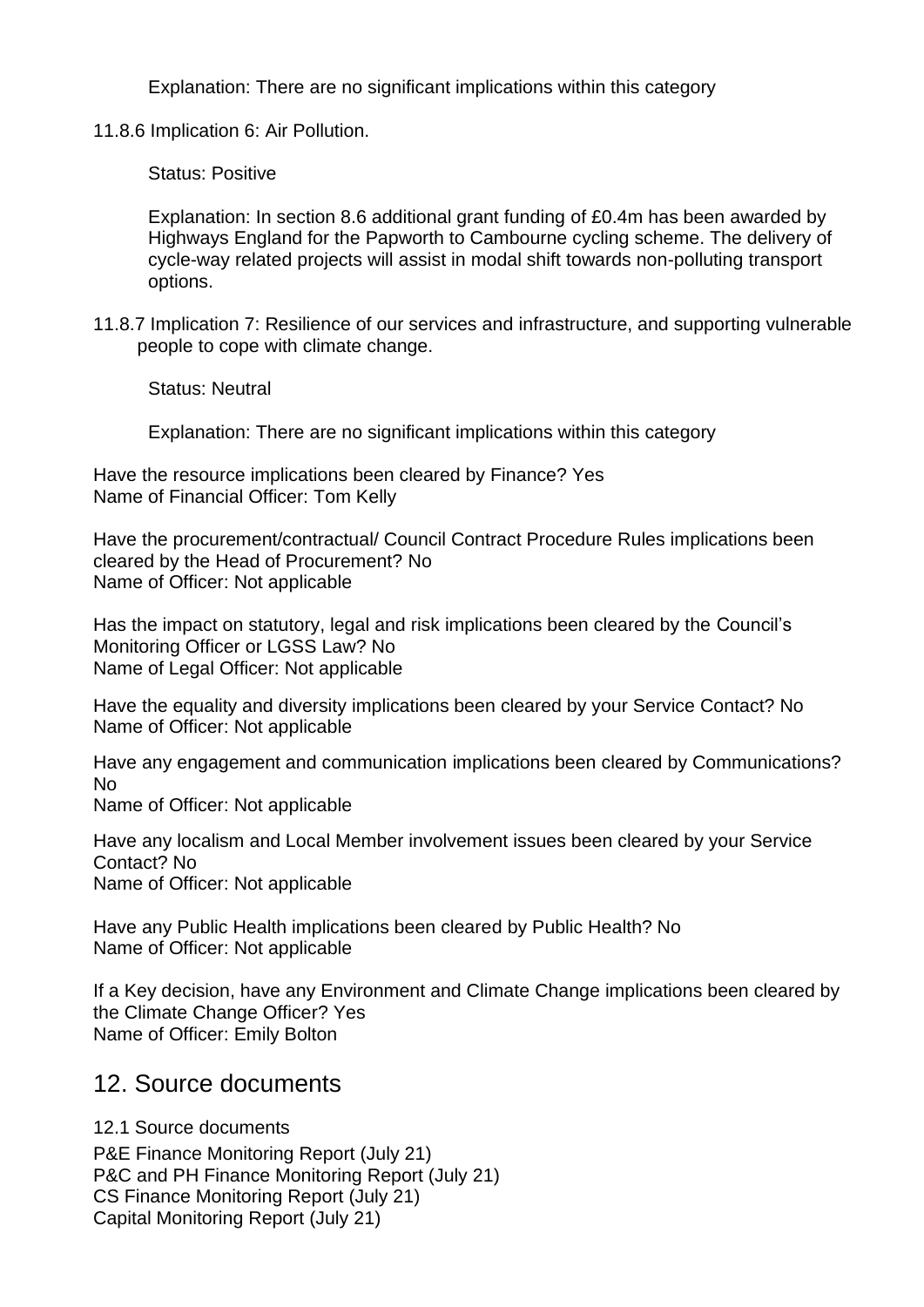Explanation: There are no significant implications within this category

11.8.6 Implication 6: Air Pollution.

Status: Positive

Explanation: In section 8.6 additional grant funding of £0.4m has been awarded by Highways England for the Papworth to Cambourne cycling scheme. The delivery of cycle-way related projects will assist in modal shift towards non-polluting transport options.

11.8.7 Implication 7: Resilience of our services and infrastructure, and supporting vulnerable people to cope with climate change.

Status: Neutral

Explanation: There are no significant implications within this category

Have the resource implications been cleared by Finance? Yes
Name of Financial Officer: Tom Kelly

Have the procurement/contractual/ Council Contract Procedure Rules implications been cleared by the Head of Procurement? No
Name of Officer: Not applicable

Has the impact on statutory, legal and risk implications been cleared by the Council's Monitoring Officer or LGSS Law? No
Name of Legal Officer: Not applicable

Have the equality and diversity implications been cleared by your Service Contact? No
Name of Officer: Not applicable

Have any engagement and communication implications been cleared by Communications? No
Name of Officer: Not applicable

Have any localism and Local Member involvement issues been cleared by your Service Contact? No
Name of Officer: Not applicable

Have any Public Health implications been cleared by Public Health? No
Name of Officer: Not applicable

If a Key decision, have any Environment and Climate Change implications been cleared by the Climate Change Officer? Yes
Name of Officer: Emily Bolton

## 12. Source documents

12.1 Source documents

P&E Finance Monitoring Report (July 21)
P&C and PH Finance Monitoring Report (July 21)
CS Finance Monitoring Report (July 21)
Capital Monitoring Report (July 21)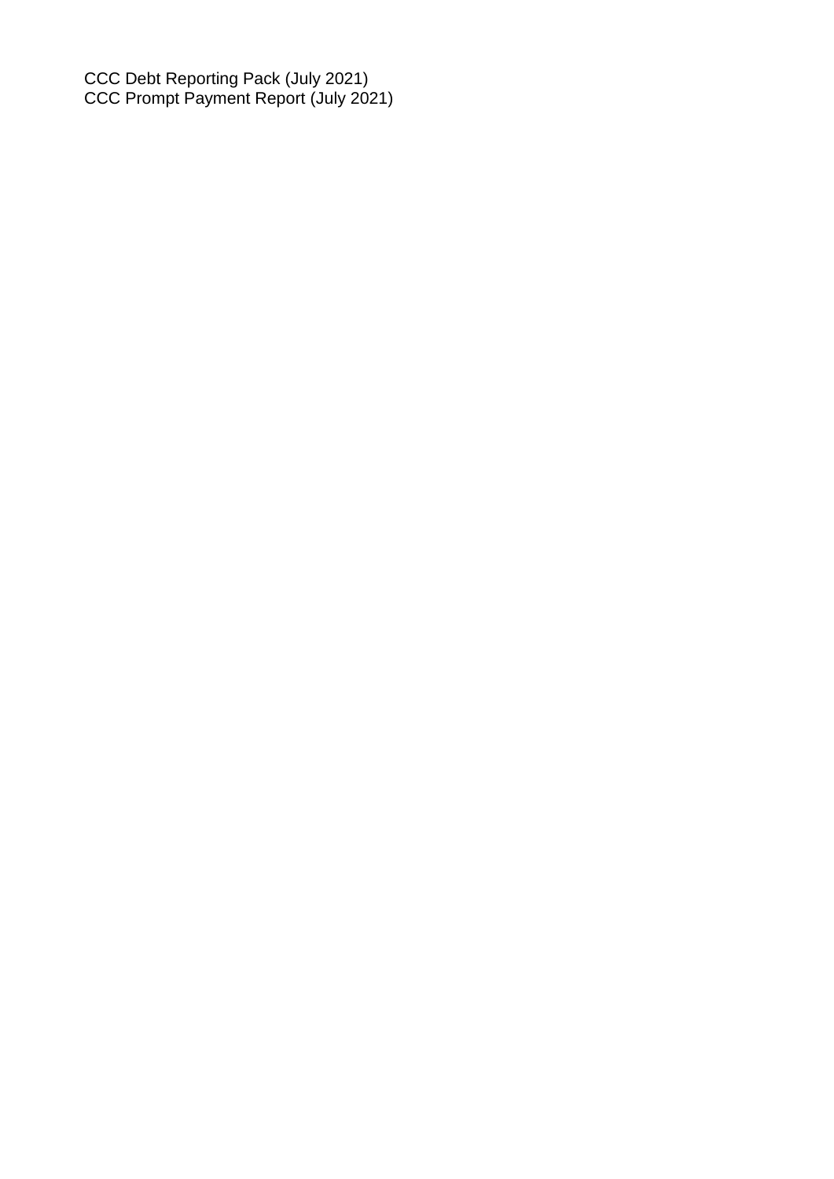CCC Debt Reporting Pack (July 2021)
CCC Prompt Payment Report (July 2021)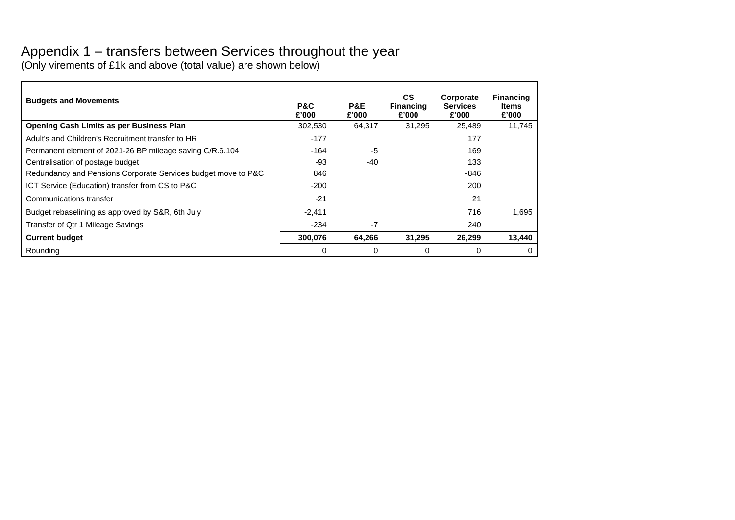# Appendix 1 – transfers between Services throughout the year

(Only virements of £1k and above (total value) are shown below)

| Budgets and Movements | P&C £'000 | P&E £'000 | CS Financing £'000 | Corporate Services £'000 | Financing Items £'000 |
|---|---|---|---|---|---|
| **Opening Cash Limits as per Business Plan** | 302,530 | 64,317 | 31,295 | 25,489 | 11,745 |
| Adult's and Children's Recruitment transfer to HR | -177 | | | 177 | |
| Permanent element of 2021-26 BP mileage saving C/R.6.104 | -164 | -5 | | 169 | |
| Centralisation of postage budget | -93 | -40 | | 133 | |
| Redundancy and Pensions Corporate Services budget move to P&C | 846 | | | -846 | |
| ICT Service (Education) transfer from CS to P&C | -200 | | | 200 | |
| Communications transfer | -21 | | | 21 | |
| Budget rebaselining as approved by S&R, 6th July | -2,411 | | | 716 | 1,695 |
| Transfer of Qtr 1 Mileage Savings | -234 | -7 | | 240 | |
| **Current budget** | **300,076** | **64,266** | **31,295** | **26,299** | **13,440** |
| Rounding | 0 | 0 | 0 | 0 | 0 |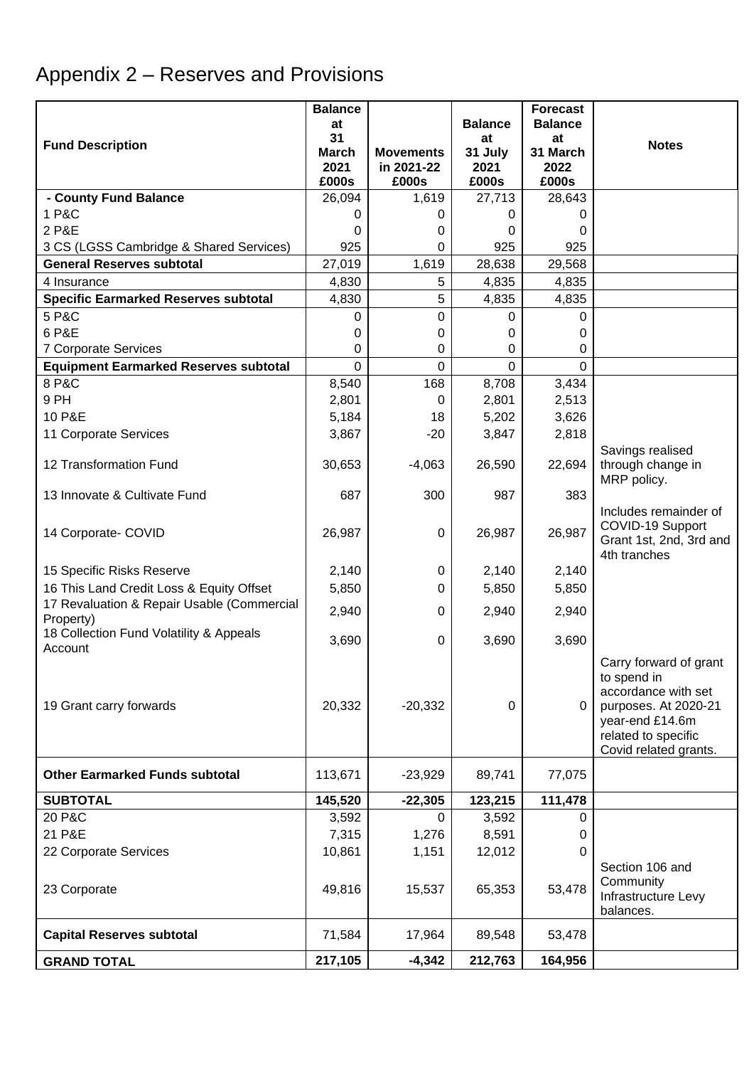# Appendix 2 – Reserves and Provisions

| Fund Description | Balance at 31 March 2021 £000s | Movements in 2021-22 £000s | Balance at 31 July 2021 £000s | Forecast Balance at 31 March 2022 £000s | Notes |
|---|---|---|---|---|---|
| **- County Fund Balance** | 26,094 | 1,619 | 27,713 | 28,643 | |
| 1 P&C | 0 | 0 | 0 | 0 | |
| 2 P&E | 0 | 0 | 0 | 0 | |
| 3 CS (LGSS Cambridge & Shared Services) | 925 | 0 | 925 | 925 | |
| **General Reserves subtotal** | 27,019 | 1,619 | 28,638 | 29,568 | |
| 4 Insurance | 4,830 | 5 | 4,835 | 4,835 | |
| **Specific Earmarked Reserves subtotal** | 4,830 | 5 | 4,835 | 4,835 | |
| 5 P&C | 0 | 0 | 0 | 0 | |
| 6 P&E | 0 | 0 | 0 | 0 | |
| 7 Corporate Services | 0 | 0 | 0 | 0 | |
| **Equipment Earmarked Reserves subtotal** | 0 | 0 | 0 | 0 | |
| 8 P&C | 8,540 | 168 | 8,708 | 3,434 | |
| 9 PH | 2,801 | 0 | 2,801 | 2,513 | |
| 10 P&E | 5,184 | 18 | 5,202 | 3,626 | |
| 11 Corporate Services | 3,867 | -20 | 3,847 | 2,818 | |
| 12 Transformation Fund | 30,653 | -4,063 | 26,590 | 22,694 | Savings realised through change in MRP policy. |
| 13 Innovate & Cultivate Fund | 687 | 300 | 987 | 383 | |
| 14 Corporate- COVID | 26,987 | 0 | 26,987 | 26,987 | Includes remainder of COVID-19 Support Grant 1st, 2nd, 3rd and 4th tranches |
| 15 Specific Risks Reserve | 2,140 | 0 | 2,140 | 2,140 | |
| 16 This Land Credit Loss & Equity Offset | 5,850 | 0 | 5,850 | 5,850 | |
| 17 Revaluation & Repair Usable (Commercial Property) | 2,940 | 0 | 2,940 | 2,940 | |
| 18 Collection Fund Volatility & Appeals Account | 3,690 | 0 | 3,690 | 3,690 | |
| 19 Grant carry forwards | 20,332 | -20,332 | 0 | 0 | Carry forward of grant to spend in accordance with set purposes. At 2020-21 year-end £14.6m related to specific Covid related grants. |
| **Other Earmarked Funds subtotal** | 113,671 | -23,929 | 89,741 | 77,075 | |
| **SUBTOTAL** | **145,520** | **-22,305** | **123,215** | **111,478** | |
| 20 P&C | 3,592 | 0 | 3,592 | 0 | |
| 21 P&E | 7,315 | 1,276 | 8,591 | 0 | |
| 22 Corporate Services | 10,861 | 1,151 | 12,012 | 0 | |
| 23 Corporate | 49,816 | 15,537 | 65,353 | 53,478 | Section 106 and Community Infrastructure Levy balances. |
| **Capital Reserves subtotal** | 71,584 | 17,964 | 89,548 | 53,478 | |
| **GRAND TOTAL** | **217,105** | **-4,342** | **212,763** | **164,956** | |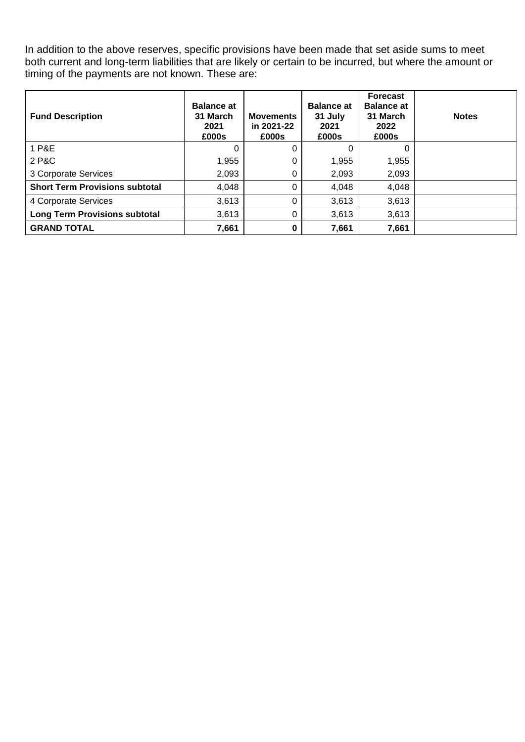In addition to the above reserves, specific provisions have been made that set aside sums to meet both current and long-term liabilities that are likely or certain to be incurred, but where the amount or timing of the payments are not known. These are:

| Fund Description | Balance at 31 March 2021 £000s | Movements in 2021-22 £000s | Balance at 31 July 2021 £000s | Forecast Balance at 31 March 2022 £000s | Notes |
|---|---|---|---|---|---|
| 1 P&E | 0 | 0 | 0 | 0 | |
| 2 P&C | 1,955 | 0 | 1,955 | 1,955 | |
| 3 Corporate Services | 2,093 | 0 | 2,093 | 2,093 | |
| **Short Term Provisions subtotal** | 4,048 | 0 | 4,048 | 4,048 | |
| 4 Corporate Services | 3,613 | 0 | 3,613 | 3,613 | |
| **Long Term Provisions subtotal** | 3,613 | 0 | 3,613 | 3,613 | |
| **GRAND TOTAL** | **7,661** | **0** | **7,661** | **7,661** | |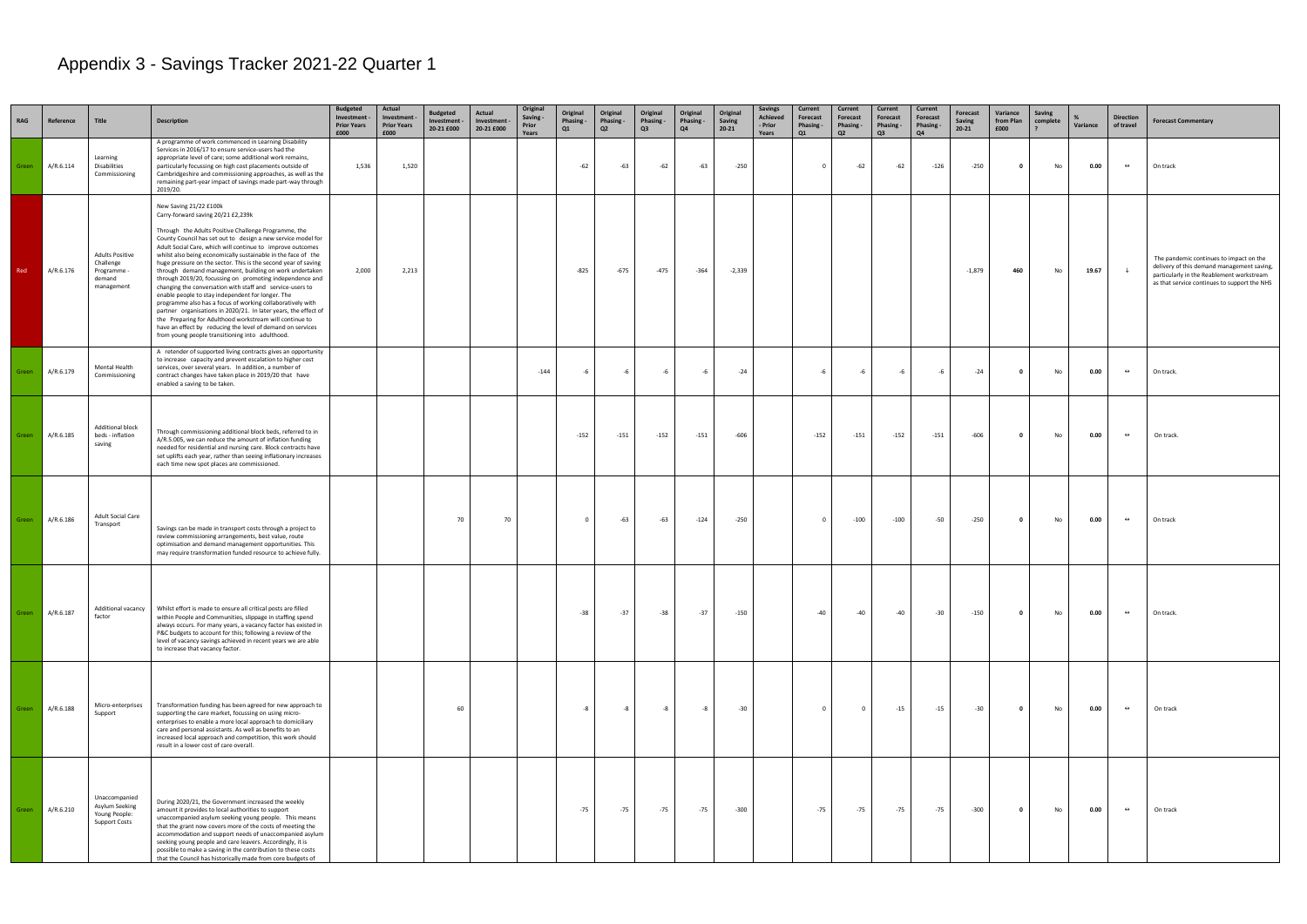# Appendix 3 - Savings Tracker 2021-22 Quarter 1

| RAG | Reference | Title | Description | Budgeted Investment - Prior Years £000 | Actual Investment - Prior Years £000 | Budgeted Investment - 20-21 £000 | Actual Investment - 20-21 £000 | Original Saving - Prior Years | Original Phasing - Q1 | Original Phasing - Q2 | Original Phasing - Q3 | Original Phasing - Q4 | Original Saving 20-21 | Savings Achieved - Prior Years | Current Forecast Phasing - Q1 | Current Forecast Phasing - Q2 | Current Forecast Phasing - Q3 | Current Forecast Phasing - Q4 | Forecast Saving 20-21 | Variance from Plan £000 | Saving complete ? | % Variance | Direction of travel | Forecast Commentary |
|---|---|---|---|---|---|---|---|---|---|---|---|---|---|---|---|---|---|---|---|---|---|---|---|---|
| Green | A/R.6.114 | Learning Disabilities Commissioning | A programme of work commenced in Learning Disability Services in 2016/17 to ensure service-users had the appropriate level of care; some additional work remains, particularly focussing on high cost placements outside of Cambridgeshire and commissioning approaches, as well as the remaining part-year impact of savings made part-way through 2019/20. | 1,536 | 1,520 | | | | -62 | -63 | -62 | -63 | -250 | | 0 | -62 | -62 | -126 | -250 | 0 | No | 0.00 | ↔ | On track |
| Red | A/R.6.176 | Adults Positive Challenge Programme - demand management | New Saving 21/22 £100k<br>Carry-forward saving 20/21 £2,239k<br><br>Through the Adults Positive Challenge Programme, the County Council has set out to design a new service model for Adult Social Care, which will continue to improve outcomes whilst also being economically sustainable in the face of the huge pressure on the sector. This is the second year of saving through demand management, building on work undertaken through 2019/20, focussing on promoting independence and changing the conversation with staff and service-users to enable people to stay independent for longer. The programme also has a focus of working collaboratively with partner organisations in 2020/21. In later years, the effect of the Preparing for Adulthood workstream will continue to have an effect by reducing the level of demand on services from young people transitioning into adulthood. | 2,000 | 2,213 | | | | -825 | -675 | -475 | -364 | -2,339 | | | | | | -1,879 | 460 | No | 19.67 | ↓ | The pandemic continues to impact on the delivery of this demand management saving, particularly in the Reablement workstream as that service continues to support the NHS |
| Green | A/R.6.179 | Mental Health Commissioning | A retender of supported living contracts gives an opportunity to increase capacity and prevent escalation to higher cost services, over several years. In addition, a number of contract changes have taken place in 2019/20 that have enabled a saving to be taken. | | | | | -144 | -6 | -6 | -6 | -6 | -24 | | -6 | -6 | -6 | -6 | -24 | 0 | No | 0.00 | ↔ | On track. |
| Green | A/R.6.185 | Additional block beds - inflation saving | Through commissioning additional block beds, referred to in A/R.5.005, we can reduce the amount of inflation funding needed for residential and nursing care. Block contracts have set uplifts each year, rather than seeing inflationary increases each time new spot places are commissioned. | | | | | | -152 | -151 | -152 | -151 | -606 | | -152 | -151 | -152 | -151 | -606 | 0 | No | 0.00 | ↔ | On track. |
| Green | A/R.6.186 | Adult Social Care Transport | Savings can be made in transport costs through a project to review commissioning arrangements, best value, route optimisation and demand management opportunities. This may require transformation funded resource to achieve fully. | | | 70 | 70 | | 0 | -63 | -63 | -124 | -250 | | 0 | -100 | -100 | -50 | -250 | 0 | No | 0.00 | ↔ | On track |
| Green | A/R.6.187 | Additional vacancy factor | Whilst effort is made to ensure all critical posts are filled within People and Communities, slippage in staffing spend always occurs. For many years, a vacancy factor has existed in P&C budgets to account for this; following a review of the level of vacancy savings achieved in recent years we are able to increase that vacancy factor. | | | | | | -38 | -37 | -38 | -37 | -150 | | -40 | -40 | -40 | -30 | -150 | 0 | No | 0.00 | ↔ | On track. |
| Green | A/R.6.188 | Micro-enterprises Support | Transformation funding has been agreed for new approach to supporting the care market, focussing on using micro-enterprises to enable a more local approach to domiciliary care and personal assistants. As well as benefits to an increased local approach and competition, this work should result in a lower cost of care overall. | | | 60 | | | -8 | -8 | -8 | -8 | -30 | | 0 | 0 | -15 | -15 | -30 | 0 | No | 0.00 | ↔ | On track |
| Green | A/R.6.210 | Unaccompanied Asylum Seeking Young People: Support Costs | During 2020/21, the Government increased the weekly amount it provides to local authorities to support unaccompanied asylum seeking young people. This means that the grant now covers more of the costs of meeting the accommodation and support needs of unaccompanied asylum seeking young people and care leavers. Accordingly, it is possible to make a saving in the contribution to these costs that the Council has historically made from core budgets of | | | | | | -75 | -75 | -75 | -75 | -300 | | -75 | -75 | -75 | -75 | -300 | 0 | No | 0.00 | ↔ | On track |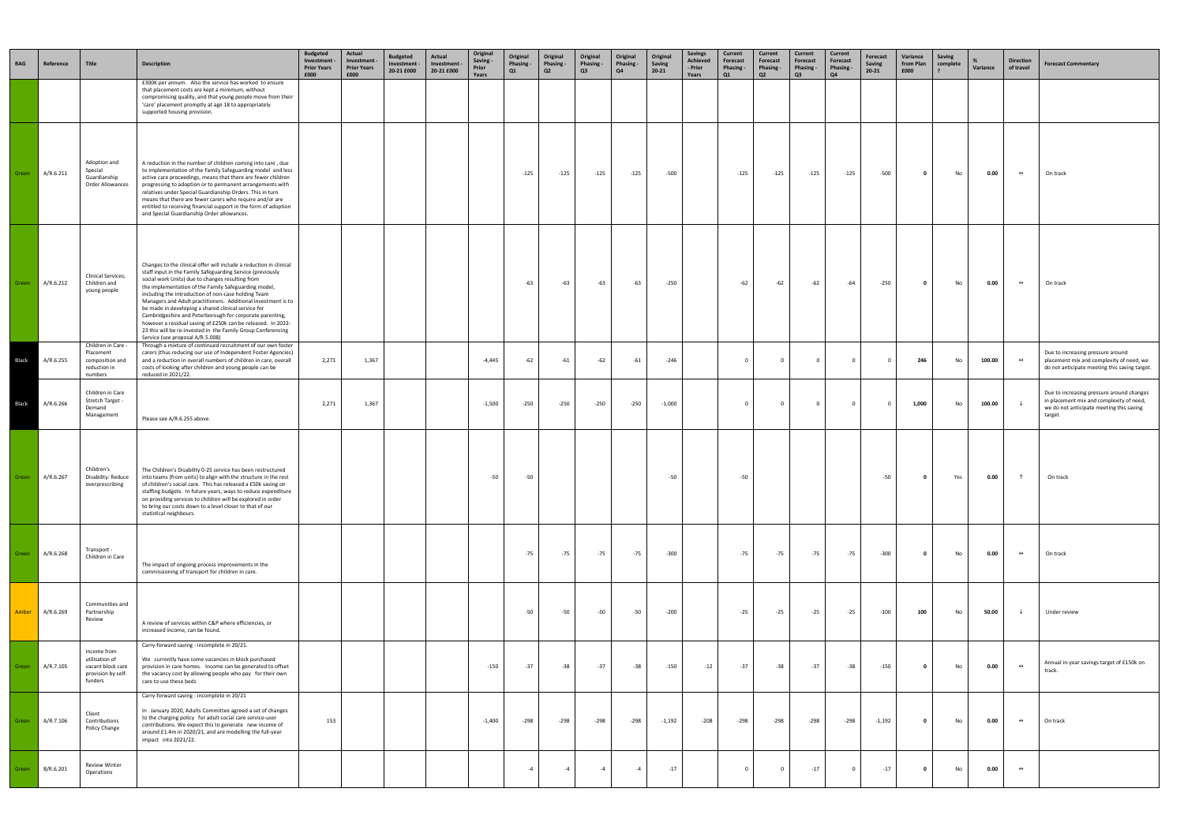| RAG | Reference | Title | Description | Budgeted Investment - Prior Years £000 | Actual Investment - Prior Years £000 | Budgeted Investment - 20-21 £000 | Actual Investment - 20-21 £000 | Original Saving - Prior Years | Original Phasing - Q1 | Original Phasing - Q2 | Original Phasing - Q3 | Original Phasing - Q4 | Original Saving 20-21 | Savings Achieved - Prior Years | Current Forecast Phasing - Q1 | Current Forecast Phasing - Q2 | Current Forecast Phasing - Q3 | Current Forecast Phasing - Q4 | Forecast Saving 20-21 | Variance from Plan £000 | Saving complete ? | % Variance | Direction of travel | Forecast Commentary |
|---|---|---|---|---|---|---|---|---|---|---|---|---|---|---|---|---|---|---|---|---|---|---|---|---|
| | | | £300K per annum. Also the service has worked to ensure that placement costs are kept a minimum, without compromising quality, and that young people move from their 'care' placement promptly at age 18 to appropriately supported housing provision. | | | | | | | | | | | | | | | | | | | | | |
| Green | A/R.6.211 | Adoption and Special Guardianship Order Allowances | A reduction in the number of children coming into care , due to implementation of the Family Safeguarding model and less active care proceedings, means that there are fewer children progressing to adoption or to permanent arrangements with relatives under Special Guardianship Orders. This in turn means that there are fewer carers who require and/or are entitled to receiving financial support in the form of adoption and Special Guardianship Order allowances. | | | | | | -125 | -125 | -125 | -125 | -500 | | -125 | -125 | -125 | -125 | -500 | 0 | No | 0.00 | ⇔ | On track |
| Green | A/R.6.212 | Clinical Services; Children and young people | Changes to the clinical offer will include a reduction in clinical staff input in the Family Safeguarding Service (previously social work Units) due to changes resulting from the implementation of the Family Safeguarding model, including the introduction of non-case holding Team Managers and Adult practitioners. Additional investment is to be made in developing a shared clinical service for Cambridgeshire and Peterborough for corporate parenting, however a residual saving of £250k can be released. In 2022-23 this will be re-invested in the Family Group Conferencing Service (see proposal A/R.5.008) | | | | | | -63 | -63 | -63 | -63 | -250 | | -62 | -62 | -62 | -64 | -250 | 0 | No | 0.00 | ⇔ | On track |
| Black | A/R.6.255 | Children in Care - Placement composition and reduction in numbers | Through a mixture of continued recruitment of our own foster carers (thus reducing our use of Independent Foster Agencies) and a reduction in overall numbers of children in care, overall costs of looking after children and young people can be reduced in 2021/22. | 2,271 | 1,367 | | | -4,445 | -62 | -61 | -62 | -61 | -246 | | 0 | 0 | 0 | 0 | 0 | 246 | No | 100.00 | ⇔ | Due to increasing pressure around placement mix and complexity of need, we do not anticipate meeting this saving target. |
| Black | A/R.6.266 | Children in Care Stretch Target - Demand Management | Please see A/R.6.255 above. | 2,271 | 1,367 | | | -1,500 | -250 | -250 | -250 | -250 | -1,000 | | 0 | 0 | 0 | 0 | 0 | 1,000 | No | 100.00 | ↓ | Due to increasing pressure around changes in placement mix and complexity of need, we do not anticipate meeting this saving target |
| Green | A/R.6.267 | Children's Disability: Reduce overprescribing | The Children's Disability 0-25 service has been restructured into teams (from units) to align with the structure in the rest of children's social care. This has released a £50k saving on staffing budgets. In future years, ways to reduce expenditure on providing services to children will be explored in order to bring our costs down to a level closer to that of our statistical neighbours. | | | | | -50 | -50 | | | | -50 | | -50 | | | | -50 | 0 | Yes | 0.00 | ↑ | On track |
| Green | A/R.6.268 | Transport - Children in Care | The impact of ongoing process improvements in the commissioning of transport for children in care. | | | | | | -75 | -75 | -75 | -75 | -300 | | -75 | -75 | -75 | -75 | -300 | 0 | No | 0.00 | ⇔ | On track |
| Amber | A/R.6.269 | Communities and Partnership Review | A review of services within C&P where efficiencies, or increased income, can be found. | | | | | | -50 | -50 | -50 | -50 | -200 | | -25 | -25 | -25 | -25 | -100 | 100 | No | 50.00 | ↓ | Under review |
| Green | A/R.7.105 | Income from utilisation of vacant block care provision by self-funders | Carry-forward saving - incomplete in 20/21. We currently have some vacancies in block purchased provision in care homes. Income can be generated to offset the vacancy cost by allowing people who pay for their own care to use these beds | | | | | -150 | -37 | -38 | -37 | -38 | -150 | -12 | -37 | -38 | -37 | -38 | -150 | 0 | No | 0.00 | ⇔ | Annual in-year savings target of £150k on track. |
| Green | A/R.7.106 | Client Contributions Policy Change | Carry-forward saving - incomplete in 20/21. In January 2020, Adults Committee agreed a set of changes to the charging policy for adult social care service-user contributions. We expect this to generate new income of around £1.4m in 2020/21, and are modelling the full-year impact into 2021/22. | 153 | | | | -1,400 | -298 | -298 | -298 | -298 | -1,192 | -208 | -298 | -298 | -298 | -298 | -1,192 | 0 | No | 0.00 | ⇔ | On track |
| Green | B/R.6.201 | Review Winter Operations | | | | | | | -4 | -4 | -4 | -4 | -17 | | 0 | 0 | -17 | 0 | -17 | 0 | No | 0.00 | ⇔ | |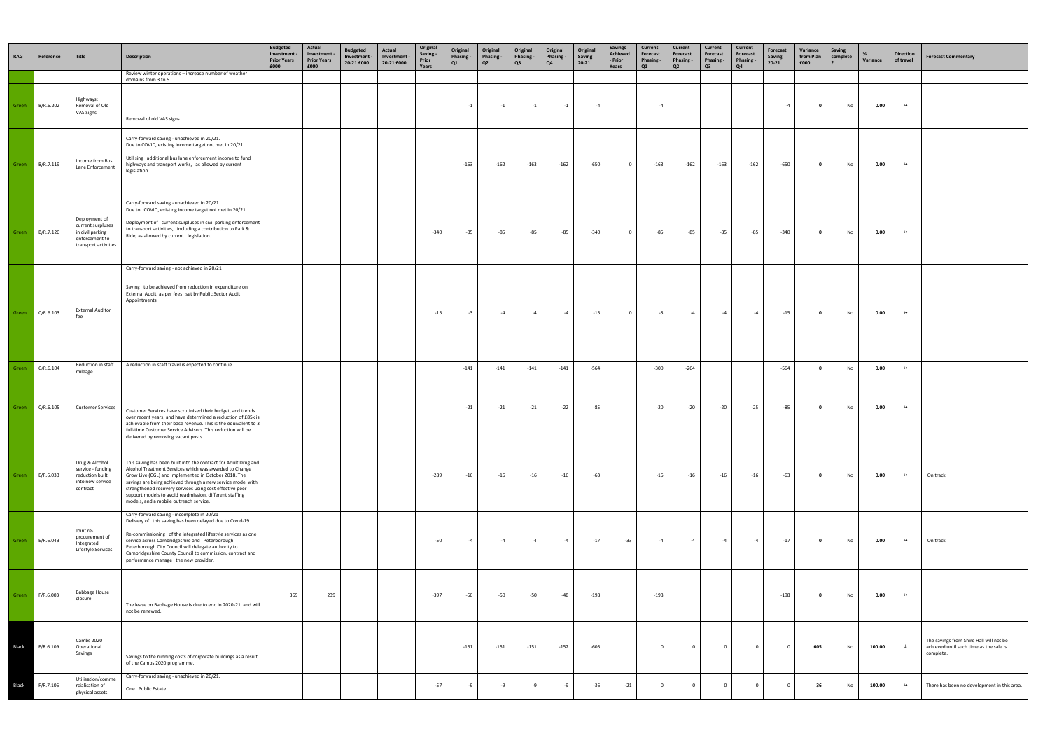| RAG | Reference | Title | Description | Budgeted Investment - Prior Years £000 | Actual Investment - Prior Years £000 | Budgeted Investment - 20-21 £000 | Actual Investment - 20-21 £000 | Original Saving - Prior Years | Original Phasing - Q1 | Original Phasing - Q2 | Original Phasing - Q3 | Original Phasing - Q4 | Original Saving 20-21 | Savings Achieved - Prior Years | Current Forecast Phasing - Q1 | Current Forecast Phasing - Q2 | Current Forecast Phasing - Q3 | Current Forecast Phasing - Q4 | Forecast Saving 20-21 | Variance from Plan £000 | Saving complete ? | % Variance | Direction of travel | Forecast Commentary |
|---|---|---|---|---|---|---|---|---|---|---|---|---|---|---|---|---|---|---|---|---|---|---|---|---|
| | | | Review winter operations – increase number of weather domains from 3 to 5 | | | | | | | | | | | | | | | | | | | | | |
| Green | B/R.6.202 | Highways: Removal of Old VAS Signs | Removal of old VAS signs | | | | | | -1 | -1 | -1 | -1 | -4 | | -4 | | | | -4 | 0 | No | 0.00 | ⇔ | |
| Green | B/R.7.119 | Income from Bus Lane Enforcement | Carry-forward saving - unachieved in 20/21. Due to COVID, existing income target not met in 20/21 Utilising additional bus lane enforcement income to fund highways and transport works, as allowed by current legislation. | | | | | | -163 | -162 | -163 | -162 | -650 | 0 | -163 | -162 | -163 | -162 | -650 | 0 | No | 0.00 | ⇔ | |
| Green | B/R.7.120 | Deployment of current surpluses in civil parking enforcement to transport activities | Carry-forward saving - unachieved in 20/21 Due to COVID, existing income target not met in 20/21. Deployment of current surpluses in civil parking enforcement to transport activities, including a contribution to Park & Ride, as allowed by current legislation. | | | | | -340 | -85 | -85 | -85 | -85 | -340 | 0 | -85 | -85 | -85 | -85 | -340 | 0 | No | 0.00 | ⇔ | |
| Green | C/R.6.103 | External Auditor fee | Carry-forward saving - not achieved in 20/21 Saving to be achieved from reduction in expenditure on External Audit, as per fees set by Public Sector Audit Appointments | | | | | -15 | -3 | -4 | -4 | -4 | -15 | 0 | -3 | -4 | -4 | -4 | -15 | 0 | No | 0.00 | ⇔ | |
| Green | C/R.6.104 | Reduction in staff mileage | A reduction in staff travel is expected to continue. | | | | | | -141 | -141 | -141 | -141 | -564 | | -300 | -264 | | | -564 | 0 | No | 0.00 | ⇔ | |
| Green | C/R.6.105 | Customer Services | Customer Services have scrutinised their budget, and trends over recent years, and have determined a reduction of £85k is achievable from their base revenue. This is the equivalent to 3 full-time Customer Service Advisors. This reduction will be delivered by removing vacant posts. | | | | | | -21 | -21 | -21 | -22 | -85 | | -20 | -20 | -20 | -25 | -85 | 0 | No | 0.00 | ⇔ | |
| Green | E/R.6.033 | Drug & Alcohol service - funding reduction built into new service contract | This saving has been built into the contract for Adult Drug and Alcohol Treatment Services which was awarded to Change Grow Live (CGL) and implemented in October 2018. The savings are being achieved through a new service model with strengthened recovery services using cost effective peer support models to avoid readmission, different staffing models, and a mobile outreach service. | | | | | -289 | -16 | -16 | -16 | -16 | -63 | | -16 | -16 | -16 | -16 | -63 | 0 | No | 0.00 | ⇔ | On track |
| Green | E/R.6.043 | Joint re-procurement of Integrated Lifestyle Services | Carry-forward saving - incomplete in 20/21 Delivery of this saving has been delayed due to Covid-19 Re-commissioning of the integrated lifestyle services as one service across Cambridgeshire and Peterborough. Peterborough City Council will delegate authority to Cambridgeshire County Council to commission, contract and performance manage the new provider. | | | | | -50 | -4 | -4 | -4 | -4 | -17 | -33 | -4 | -4 | -4 | -4 | -17 | 0 | No | 0.00 | ⇔ | On track |
| Green | F/R.6.003 | Babbage House closure | The lease on Babbage House is due to end in 2020-21, and will not be renewed. | 369 | 239 | | | -397 | -50 | -50 | -50 | -48 | -198 | | -198 | | | | -198 | 0 | No | 0.00 | ⇔ | |
| Black | F/R.6.109 | Cambs 2020 Operational Savings | Savings to the running costs of corporate buildings as a result of the Cambs 2020 programme. | | | | | | -151 | -151 | -151 | -152 | -605 | | 0 | 0 | 0 | 0 | 0 | 605 | No | 100.00 | ↓ | The savings from Shire Hall will not be achieved until such time as the sale is complete. |
| Black | F/R.7.106 | Utilisation/commercialisation of physical assets | Carry-forward saving - unachieved in 20/21. One Public Estate | | | | | -57 | -9 | -9 | -9 | -9 | -36 | -21 | 0 | 0 | 0 | 0 | 0 | 36 | No | 100.00 | ⇔ | There has been no development in this area. |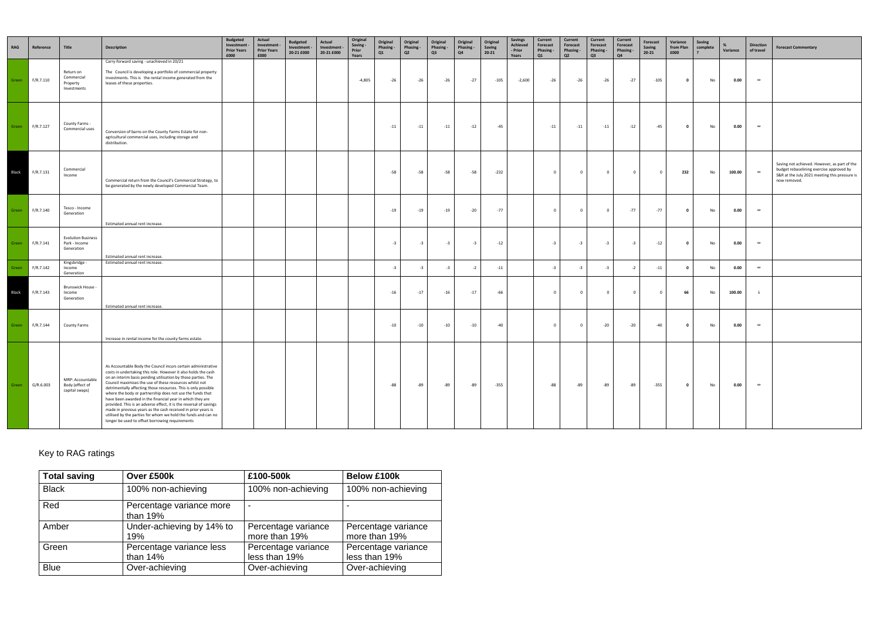| RAG | Reference | Title | Description | Budgeted Investment - Prior Years £000 | Actual Investment - Prior Years £000 | Budgeted Investment - 20-21 £000 | Actual Investment - 20-21 £000 | Original Saving - Prior Years | Original Phasing - Q1 | Original Phasing - Q2 | Original Phasing - Q3 | Original Phasing - Q4 | Original Saving 20-21 | Savings Achieved - Prior Years | Current Forecast Phasing - Q1 | Current Forecast Phasing - Q2 | Current Forecast Phasing - Q3 | Current Forecast Phasing - Q4 | Forecast Saving 20-21 | Variance from Plan £000 | Saving complete ? | % Variance | Direction of travel | Forecast Commentary |
|---|---|---|---|---|---|---|---|---|---|---|---|---|---|---|---|---|---|---|---|---|---|---|---|---|
| Green | F/R.7.110 | Return on Commercial Property Investments | Carry-forward saving - unachieved in 20/21<br>The Council is developing a portfolio of commercial property investments. This is the rental income generated from the leases of these properties. | | | | | -4,805 | -26 | -26 | -26 | -27 | -105 | -2,600 | -26 | -26 | -26 | -27 | -105 | 0 | No | 0.00 | ⇔ | |
| Green | F/R.7.127 | County Farms - Commercial uses | Conversion of barns on the County Farms Estate for non-agricultural commercial uses, including storage and distribution. | | | | | | -11 | -11 | -11 | -12 | -45 | | -11 | -11 | -11 | -12 | -45 | 0 | No | 0.00 | ⇔ | |
| Black | F/R.7.131 | Commercial Income | Commercial return from the Council's Commercial Strategy, to be generated by the newly developed Commercial Team. | | | | | | -58 | -58 | -58 | -58 | -232 | | 0 | 0 | 0 | 0 | 0 | 232 | No | 100.00 | ⇔ | Saving not achieved. However, as part of the budget rebaselining exercise approved by S&R at the July 2021 meeting this pressure is now removed. |
| Green | F/R.7.140 | Tesco - Income Generation | Estimated annual rent increase. | | | | | | -19 | -19 | -19 | -20 | -77 | | 0 | 0 | 0 | -77 | -77 | 0 | No | 0.00 | ⇔ | |
| Green | F/R.7.141 | Evolution Business Park - Income Generation | Estimated annual rent increase. | | | | | | -3 | -3 | -3 | -3 | -12 | | -3 | -3 | -3 | -3 | -12 | 0 | No | 0.00 | ⇔ | |
| Green | F/R.7.142 | Kingsbridge - Income Generation | Estimated annual rent increase. | | | | | | -3 | -3 | -3 | -2 | -11 | | -3 | -3 | -3 | -2 | -11 | 0 | No | 0.00 | ⇔ | |
| Black | F/R.7.143 | Brunswick House - Income Generation | Estimated annual rent increase. | | | | | | -16 | -17 | -16 | -17 | -66 | | 0 | 0 | 0 | 0 | 0 | 66 | No | 100.00 | ↓ | |
| Green | F/R.7.144 | County Farms | Increase in rental income for the county farms estate. | | | | | | -10 | -10 | -10 | -10 | -40 | | 0 | 0 | -20 | -20 | -40 | 0 | No | 0.00 | ⇔ | |
| Green | G/R.6.003 | MRP: Accountable Body (effect of capital swaps) | As Accountable Body the Council incurs certain administrative costs in undertaking this role. However it also holds the cash on an interim basis pending utilisation by those parties. The Council maximises the use of these resources whilst not detrimentally affecting those resources. This is only possible where the body or partnership does not use the funds that have been awarded in the financial year in which they are provided. This is an adverse effect, it is the reversal of savings made in previous years as the cash received in prior years is utilised by the parties for whom we hold the funds and can no longer be used to offset borrowing requirements | | | | | | -88 | -89 | -89 | -89 | -355 | | -88 | -89 | -89 | -89 | -355 | 0 | No | 0.00 | ⇔ | |

Key to RAG ratings

| Total saving | Over £500k | £100-500k | Below £100k |
|---|---|---|---|
| Black | 100% non-achieving | 100% non-achieving | 100% non-achieving |
| Red | Percentage variance more than 19% | - | - |
| Amber | Under-achieving by 14% to 19% | Percentage variance more than 19% | Percentage variance more than 19% |
| Green | Percentage variance less than 14% | Percentage variance less than 19% | Percentage variance less than 19% |
| Blue | Over-achieving | Over-achieving | Over-achieving |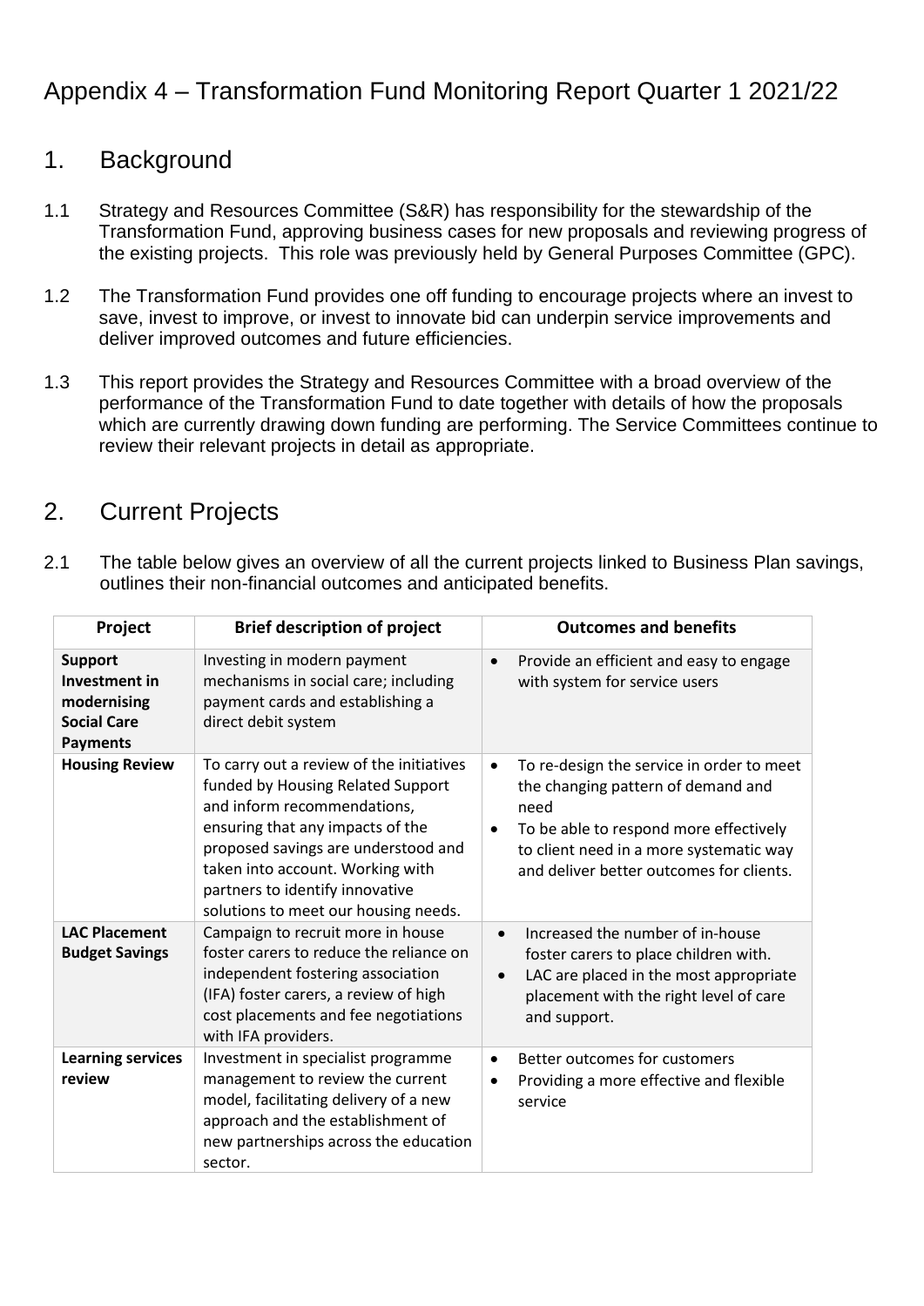# Appendix 4 – Transformation Fund Monitoring Report Quarter 1 2021/22

## 1. Background

1.1 Strategy and Resources Committee (S&R) has responsibility for the stewardship of the Transformation Fund, approving business cases for new proposals and reviewing progress of the existing projects. This role was previously held by General Purposes Committee (GPC).

1.2 The Transformation Fund provides one off funding to encourage projects where an invest to save, invest to improve, or invest to innovate bid can underpin service improvements and deliver improved outcomes and future efficiencies.

1.3 This report provides the Strategy and Resources Committee with a broad overview of the performance of the Transformation Fund to date together with details of how the proposals which are currently drawing down funding are performing. The Service Committees continue to review their relevant projects in detail as appropriate.

## 2. Current Projects

2.1 The table below gives an overview of all the current projects linked to Business Plan savings, outlines their non-financial outcomes and anticipated benefits.

| Project | Brief description of project | Outcomes and benefits |
|---|---|---|
| **Support Investment in modernising Social Care Payments** | Investing in modern payment mechanisms in social care; including payment cards and establishing a direct debit system | • Provide an efficient and easy to engage with system for service users |
| **Housing Review** | To carry out a review of the initiatives funded by Housing Related Support and inform recommendations, ensuring that any impacts of the proposed savings are understood and taken into account. Working with partners to identify innovative solutions to meet our housing needs. | • To re-design the service in order to meet the changing pattern of demand and need<br>• To be able to respond more effectively to client need in a more systematic way and deliver better outcomes for clients. |
| **LAC Placement Budget Savings** | Campaign to recruit more in house foster carers to reduce the reliance on independent fostering association (IFA) foster carers, a review of high cost placements and fee negotiations with IFA providers. | • Increased the number of in-house foster carers to place children with.<br>• LAC are placed in the most appropriate placement with the right level of care and support. |
| **Learning services review** | Investment in specialist programme management to review the current model, facilitating delivery of a new approach and the establishment of new partnerships across the education sector. | • Better outcomes for customers<br>• Providing a more effective and flexible service |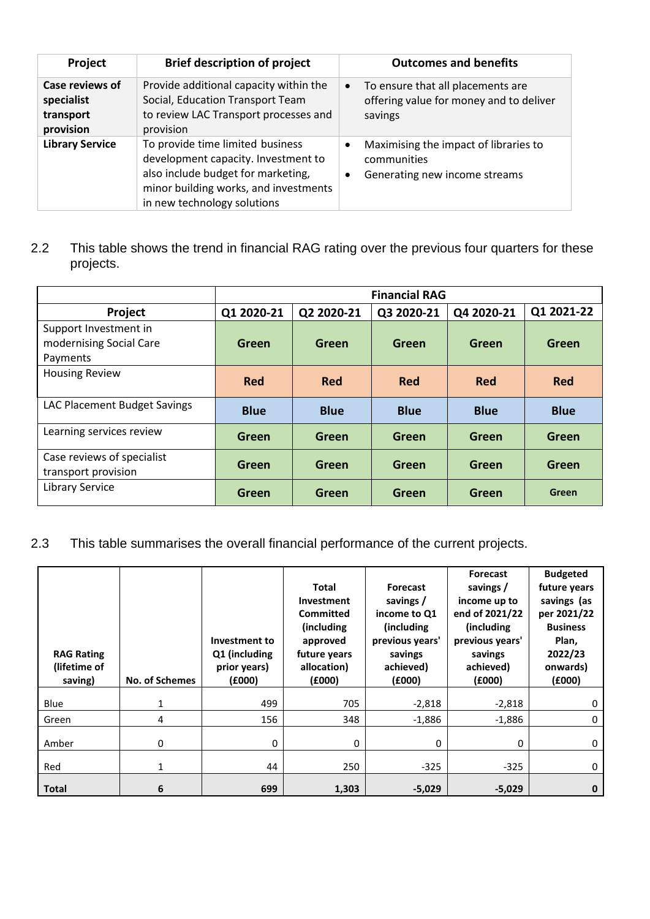| Project | Brief description of project | Outcomes and benefits |
|---|---|---|
| **Case reviews of specialist transport provision** | Provide additional capacity within the Social, Education Transport Team to review LAC Transport processes and provision | • To ensure that all placements are offering value for money and to deliver savings |
| **Library Service** | To provide time limited business development capacity. Investment to also include budget for marketing, minor building works, and investments in new technology solutions | • Maximising the impact of libraries to communities<br>• Generating new income streams |

2.2 This table shows the trend in financial RAG rating over the previous four quarters for these projects.

| | Financial RAG | | | | |
|---|---|---|---|---|---|
| **Project** | **Q1 2020-21** | **Q2 2020-21** | **Q3 2020-21** | **Q4 2020-21** | **Q1 2021-22** |
| Support Investment in modernising Social Care Payments | **Green** | **Green** | **Green** | **Green** | **Green** |
| Housing Review | **Red** | **Red** | **Red** | **Red** | **Red** |
| LAC Placement Budget Savings | **Blue** | **Blue** | **Blue** | **Blue** | **Blue** |
| Learning services review | **Green** | **Green** | **Green** | **Green** | **Green** |
| Case reviews of specialist transport provision | **Green** | **Green** | **Green** | **Green** | **Green** |
| Library Service | **Green** | **Green** | **Green** | **Green** | **Green** |

2.3 This table summarises the overall financial performance of the current projects.

| RAG Rating (lifetime of saving) | No. of Schemes | Investment to Q1 (including prior years) (£000) | Total Investment Committed (including approved future years allocation) (£000) | Forecast savings / income to Q1 (including previous years' savings achieved) (£000) | Forecast savings / income up to end of 2021/22 (including previous years' savings achieved) (£000) | Budgeted future years savings (as per 2021/22 Business Plan, 2022/23 onwards) (£000) |
|---|---|---|---|---|---|---|
| Blue | 1 | 499 | 705 | -2,818 | -2,818 | 0 |
| Green | 4 | 156 | 348 | -1,886 | -1,886 | 0 |
| Amber | 0 | 0 | 0 | 0 | 0 | 0 |
| Red | 1 | 44 | 250 | -325 | -325 | 0 |
| **Total** | **6** | **699** | **1,303** | **-5,029** | **-5,029** | **0** |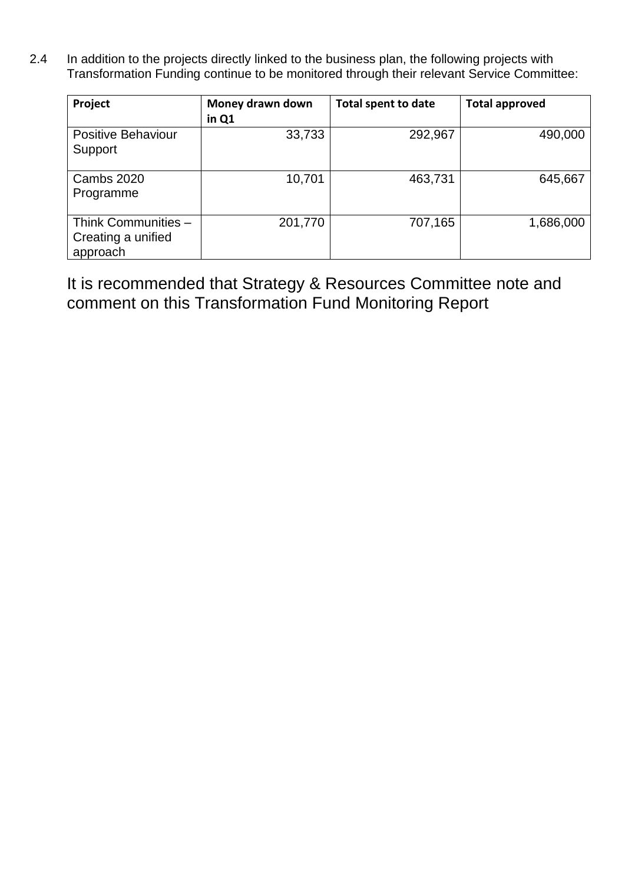2.4 In addition to the projects directly linked to the business plan, the following projects with Transformation Funding continue to be monitored through their relevant Service Committee:

| Project | Money drawn down in Q1 | Total spent to date | Total approved |
|---|---|---|---|
| Positive Behaviour Support | 33,733 | 292,967 | 490,000 |
| Cambs 2020 Programme | 10,701 | 463,731 | 645,667 |
| Think Communities – Creating a unified approach | 201,770 | 707,165 | 1,686,000 |

It is recommended that Strategy & Resources Committee note and comment on this Transformation Fund Monitoring Report